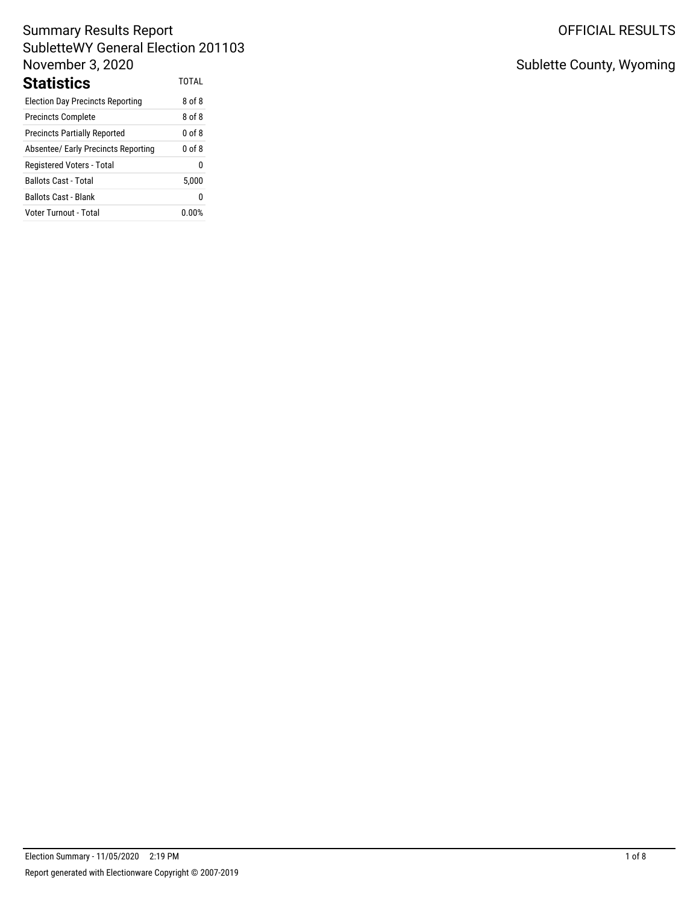Summary Results Report
SubletteWY General Election 201103
November 3, 2020

OFFICIAL RESULTS

Sublette County, Wyoming

## Statistics

| | TOTAL |
|---|---|
| Election Day Precincts Reporting | 8 of 8 |
| Precincts Complete | 8 of 8 |
| Precincts Partially Reported | 0 of 8 |
| Absentee/ Early Precincts Reporting | 0 of 8 |
| Registered Voters - Total | 0 |
| Ballots Cast - Total | 5,000 |
| Ballots Cast - Blank | 0 |
| Voter Turnout - Total | 0.00% |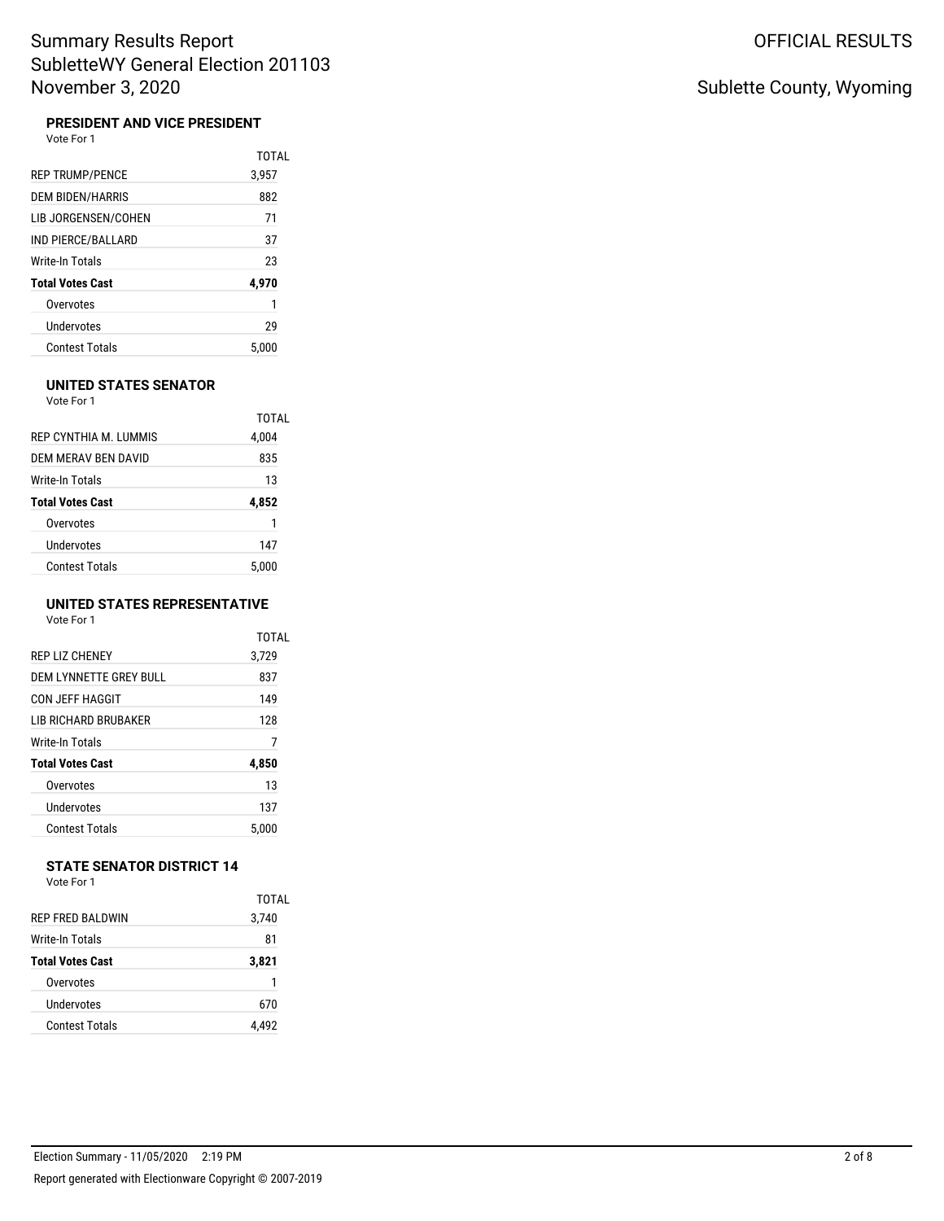# Summary Results Report
SubletteWY General Election 201103
November 3, 2020

OFFICIAL RESULTS

Sublette County, Wyoming

### PRESIDENT AND VICE PRESIDENT

Vote For 1

| | TOTAL |
|---|---|
| REP TRUMP/PENCE | 3,957 |
| DEM BIDEN/HARRIS | 882 |
| LIB JORGENSEN/COHEN | 71 |
| IND PIERCE/BALLARD | 37 |
| Write-In Totals | 23 |
| **Total Votes Cast** | **4,970** |
| Overvotes | 1 |
| Undervotes | 29 |
| Contest Totals | 5,000 |

### UNITED STATES SENATOR

Vote For 1

| | TOTAL |
|---|---|
| REP CYNTHIA M. LUMMIS | 4,004 |
| DEM MERAV BEN DAVID | 835 |
| Write-In Totals | 13 |
| **Total Votes Cast** | **4,852** |
| Overvotes | 1 |
| Undervotes | 147 |
| Contest Totals | 5,000 |

### UNITED STATES REPRESENTATIVE

Vote For 1

| | TOTAL |
|---|---|
| REP LIZ CHENEY | 3,729 |
| DEM LYNNETTE GREY BULL | 837 |
| CON JEFF HAGGIT | 149 |
| LIB RICHARD BRUBAKER | 128 |
| Write-In Totals | 7 |
| **Total Votes Cast** | **4,850** |
| Overvotes | 13 |
| Undervotes | 137 |
| Contest Totals | 5,000 |

### STATE SENATOR DISTRICT 14

Vote For 1

| | TOTAL |
|---|---|
| REP FRED BALDWIN | 3,740 |
| Write-In Totals | 81 |
| **Total Votes Cast** | **3,821** |
| Overvotes | 1 |
| Undervotes | 670 |
| Contest Totals | 4,492 |

Election Summary - 11/05/2020 2:19 PM

Report generated with Electionware Copyright © 2007-2019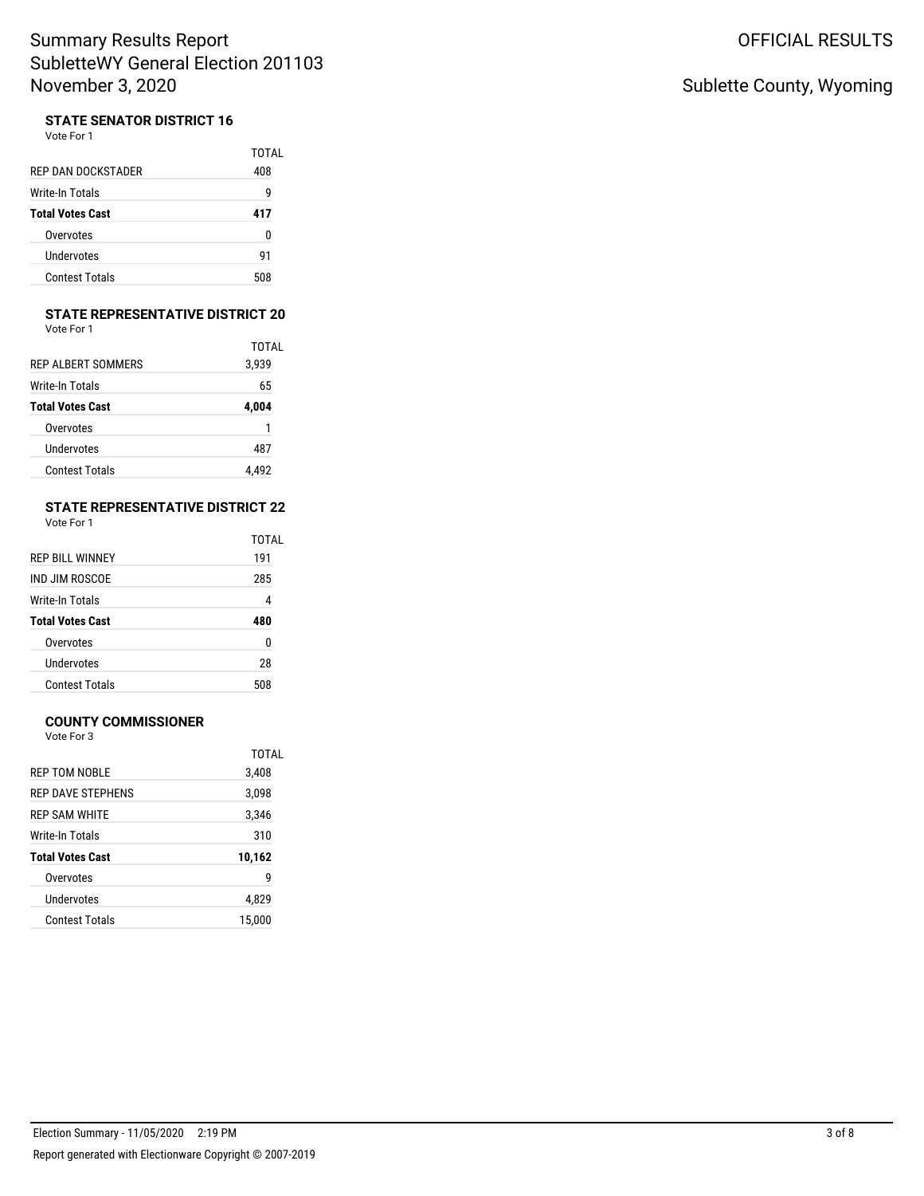# Summary Results Report
# SubletteWY General Election 201103
# November 3, 2020

OFFICIAL RESULTS

Sublette County, Wyoming

### STATE SENATOR DISTRICT 16

Vote For 1

| | TOTAL |
|---|---|
| REP DAN DOCKSTADER | 408 |
| Write-In Totals | 9 |
| **Total Votes Cast** | **417** |
| Overvotes | 0 |
| Undervotes | 91 |
| Contest Totals | 508 |

### STATE REPRESENTATIVE DISTRICT 20

Vote For 1

| | TOTAL |
|---|---|
| REP ALBERT SOMMERS | 3,939 |
| Write-In Totals | 65 |
| **Total Votes Cast** | **4,004** |
| Overvotes | 1 |
| Undervotes | 487 |
| Contest Totals | 4,492 |

### STATE REPRESENTATIVE DISTRICT 22

Vote For 1

| | TOTAL |
|---|---|
| REP BILL WINNEY | 191 |
| IND JIM ROSCOE | 285 |
| Write-In Totals | 4 |
| **Total Votes Cast** | **480** |
| Overvotes | 0 |
| Undervotes | 28 |
| Contest Totals | 508 |

### COUNTY COMMISSIONER

Vote For 3

| | TOTAL |
|---|---|
| REP TOM NOBLE | 3,408 |
| REP DAVE STEPHENS | 3,098 |
| REP SAM WHITE | 3,346 |
| Write-In Totals | 310 |
| **Total Votes Cast** | **10,162** |
| Overvotes | 9 |
| Undervotes | 4,829 |
| Contest Totals | 15,000 |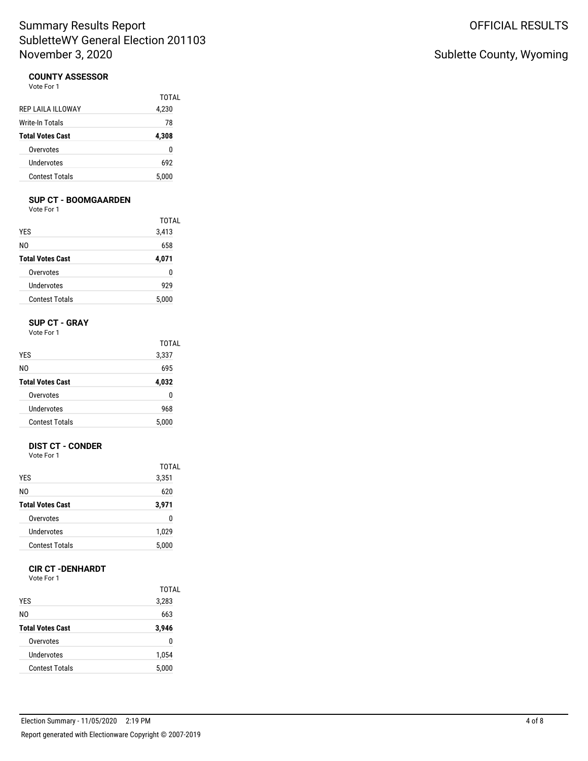# Summary Results Report
## SubletteWY General Election 201103
## November 3, 2020

OFFICIAL RESULTS

Sublette County, Wyoming

### COUNTY ASSESSOR
Vote For 1

| | TOTAL |
|---|---|
| REP LAILA ILLOWAY | 4,230 |
| Write-In Totals | 78 |
| **Total Votes Cast** | **4,308** |
| Overvotes | 0 |
| Undervotes | 692 |
| Contest Totals | 5,000 |

### SUP CT - BOOMGAARDEN
Vote For 1

| | TOTAL |
|---|---|
| YES | 3,413 |
| NO | 658 |
| **Total Votes Cast** | **4,071** |
| Overvotes | 0 |
| Undervotes | 929 |
| Contest Totals | 5,000 |

### SUP CT - GRAY
Vote For 1

| | TOTAL |
|---|---|
| YES | 3,337 |
| NO | 695 |
| **Total Votes Cast** | **4,032** |
| Overvotes | 0 |
| Undervotes | 968 |
| Contest Totals | 5,000 |

### DIST CT - CONDER
Vote For 1

| | TOTAL |
|---|---|
| YES | 3,351 |
| NO | 620 |
| **Total Votes Cast** | **3,971** |
| Overvotes | 0 |
| Undervotes | 1,029 |
| Contest Totals | 5,000 |

### CIR CT -DENHARDT
Vote For 1

| | TOTAL |
|---|---|
| YES | 3,283 |
| NO | 663 |
| **Total Votes Cast** | **3,946** |
| Overvotes | 0 |
| Undervotes | 1,054 |
| Contest Totals | 5,000 |

Election Summary - 11/05/2020 2:19 PM

Report generated with Electionware Copyright © 2007-2019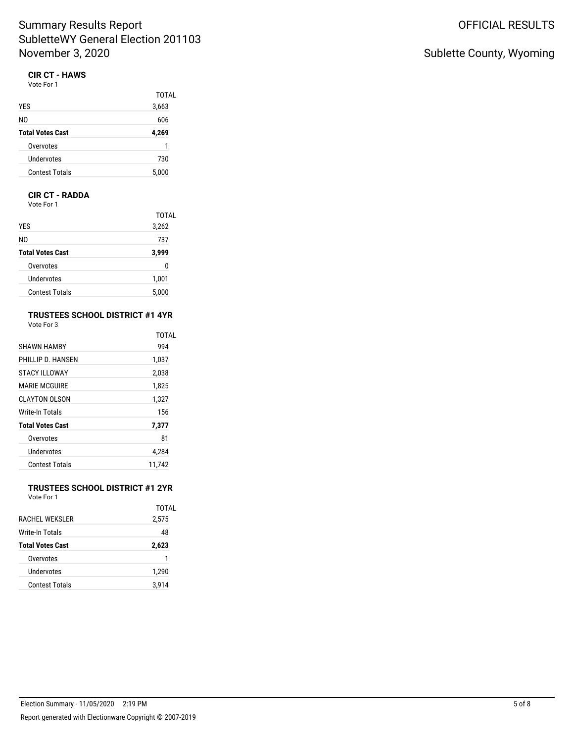# Summary Results Report
SubletteWY General Election 201103
November 3, 2020

OFFICIAL RESULTS

Sublette County, Wyoming

### CIR CT - HAWS

Vote For 1

| | TOTAL |
|---|---|
| YES | 3,663 |
| NO | 606 |
| **Total Votes Cast** | **4,269** |
| Overvotes | 1 |
| Undervotes | 730 |
| Contest Totals | 5,000 |

### CIR CT - RADDA

Vote For 1

| | TOTAL |
|---|---|
| YES | 3,262 |
| NO | 737 |
| **Total Votes Cast** | **3,999** |
| Overvotes | 0 |
| Undervotes | 1,001 |
| Contest Totals | 5,000 |

### TRUSTEES SCHOOL DISTRICT #1 4YR

Vote For 3

| | TOTAL |
|---|---|
| SHAWN HAMBY | 994 |
| PHILLIP D. HANSEN | 1,037 |
| STACY ILLOWAY | 2,038 |
| MARIE MCGUIRE | 1,825 |
| CLAYTON OLSON | 1,327 |
| Write-In Totals | 156 |
| **Total Votes Cast** | **7,377** |
| Overvotes | 81 |
| Undervotes | 4,284 |
| Contest Totals | 11,742 |

### TRUSTEES SCHOOL DISTRICT #1 2YR

Vote For 1

| | TOTAL |
|---|---|
| RACHEL WEKSLER | 2,575 |
| Write-In Totals | 48 |
| **Total Votes Cast** | **2,623** |
| Overvotes | 1 |
| Undervotes | 1,290 |
| Contest Totals | 3,914 |

Election Summary - 11/05/2020 2:19 PM

Report generated with Electionware Copyright © 2007-2019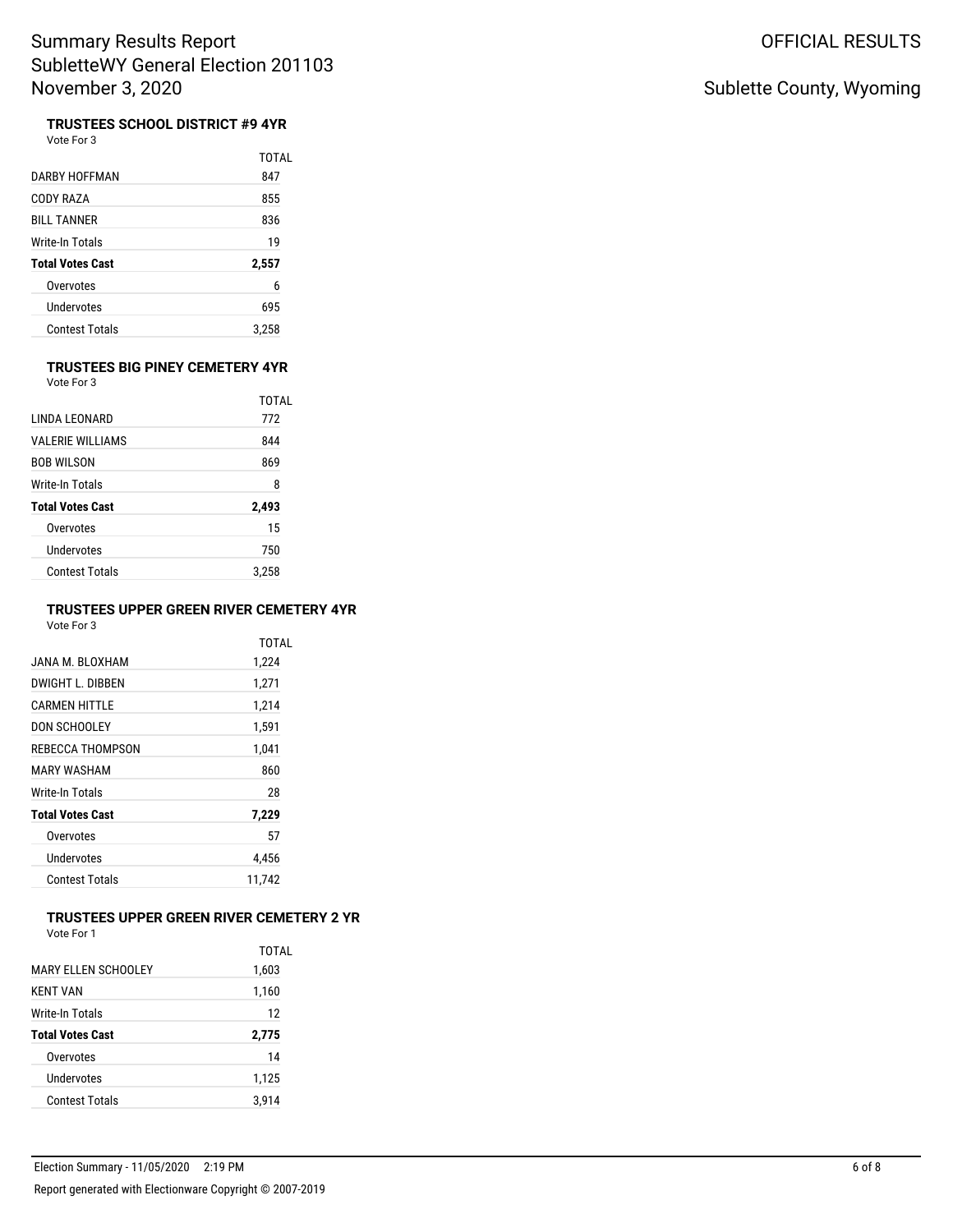### TRUSTEES SCHOOL DISTRICT #9 4YR

Vote For 3

| | TOTAL |
|---|---|
| DARBY HOFFMAN | 847 |
| CODY RAZA | 855 |
| BILL TANNER | 836 |
| Write-In Totals | 19 |
| **Total Votes Cast** | **2,557** |
| Overvotes | 6 |
| Undervotes | 695 |
| Contest Totals | 3,258 |

### TRUSTEES BIG PINEY CEMETERY 4YR

Vote For 3

| | TOTAL |
|---|---|
| LINDA LEONARD | 772 |
| VALERIE WILLIAMS | 844 |
| BOB WILSON | 869 |
| Write-In Totals | 8 |
| **Total Votes Cast** | **2,493** |
| Overvotes | 15 |
| Undervotes | 750 |
| Contest Totals | 3,258 |

### TRUSTEES UPPER GREEN RIVER CEMETERY 4YR

Vote For 3

| | TOTAL |
|---|---|
| JANA M. BLOXHAM | 1,224 |
| DWIGHT L. DIBBEN | 1,271 |
| CARMEN HITTLE | 1,214 |
| DON SCHOOLEY | 1,591 |
| REBECCA THOMPSON | 1,041 |
| MARY WASHAM | 860 |
| Write-In Totals | 28 |
| **Total Votes Cast** | **7,229** |
| Overvotes | 57 |
| Undervotes | 4,456 |
| Contest Totals | 11,742 |

### TRUSTEES UPPER GREEN RIVER CEMETERY 2 YR

Vote For 1

| | TOTAL |
|---|---|
| MARY ELLEN SCHOOLEY | 1,603 |
| KENT VAN | 1,160 |
| Write-In Totals | 12 |
| **Total Votes Cast** | **2,775** |
| Overvotes | 14 |
| Undervotes | 1,125 |
| Contest Totals | 3,914 |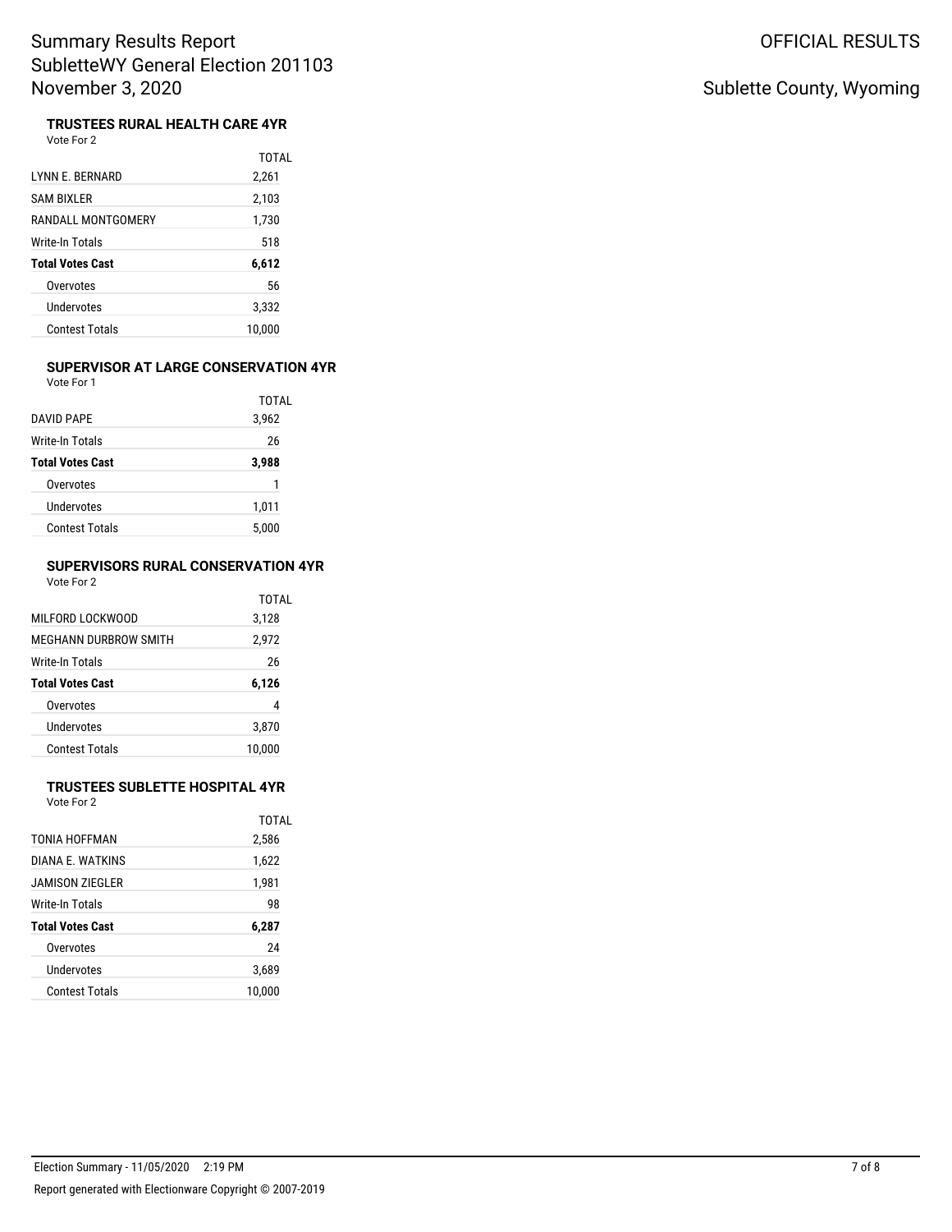# Summary Results Report
SubletteWY General Election 201103
November 3, 2020

OFFICIAL RESULTS

Sublette County, Wyoming

### TRUSTEES RURAL HEALTH CARE 4YR

Vote For 2

| | TOTAL |
|---|---|
| LYNN E. BERNARD | 2,261 |
| SAM BIXLER | 2,103 |
| RANDALL MONTGOMERY | 1,730 |
| Write-In Totals | 518 |
| **Total Votes Cast** | **6,612** |
| Overvotes | 56 |
| Undervotes | 3,332 |
| Contest Totals | 10,000 |

### SUPERVISOR AT LARGE CONSERVATION 4YR

Vote For 1

| | TOTAL |
|---|---|
| DAVID PAPE | 3,962 |
| Write-In Totals | 26 |
| **Total Votes Cast** | **3,988** |
| Overvotes | 1 |
| Undervotes | 1,011 |
| Contest Totals | 5,000 |

### SUPERVISORS RURAL CONSERVATION 4YR

Vote For 2

| | TOTAL |
|---|---|
| MILFORD LOCKWOOD | 3,128 |
| MEGHANN DURBROW SMITH | 2,972 |
| Write-In Totals | 26 |
| **Total Votes Cast** | **6,126** |
| Overvotes | 4 |
| Undervotes | 3,870 |
| Contest Totals | 10,000 |

### TRUSTEES SUBLETTE HOSPITAL 4YR

Vote For 2

| | TOTAL |
|---|---|
| TONIA HOFFMAN | 2,586 |
| DIANA E. WATKINS | 1,622 |
| JAMISON ZIEGLER | 1,981 |
| Write-In Totals | 98 |
| **Total Votes Cast** | **6,287** |
| Overvotes | 24 |
| Undervotes | 3,689 |
| Contest Totals | 10,000 |

Election Summary - 11/05/2020 2:19 PM

Report generated with Electionware Copyright © 2007-2019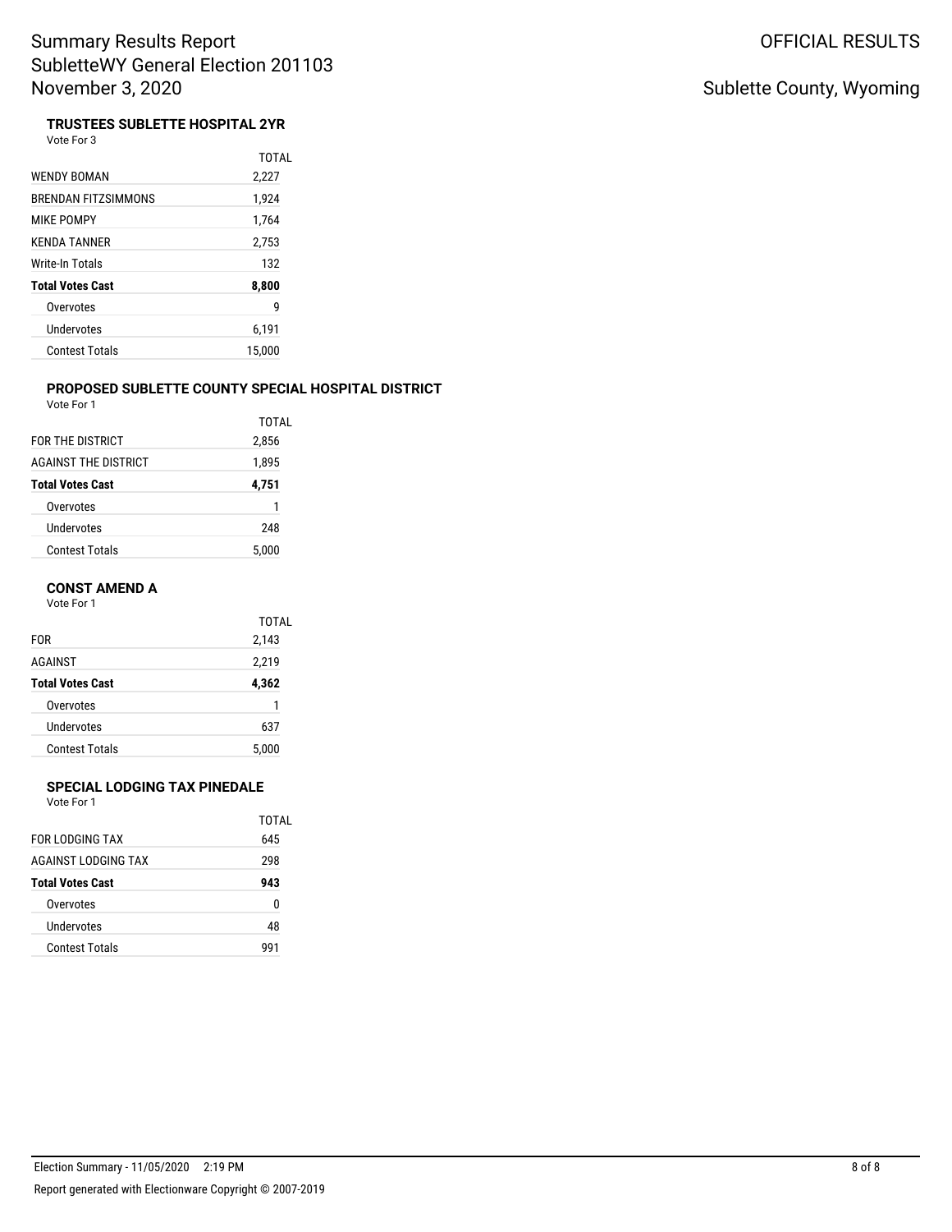### TRUSTEES SUBLETTE HOSPITAL 2YR

Vote For 3

| | TOTAL |
|---|---|
| WENDY BOMAN | 2,227 |
| BRENDAN FITZSIMMONS | 1,924 |
| MIKE POMPY | 1,764 |
| KENDA TANNER | 2,753 |
| Write-In Totals | 132 |
| **Total Votes Cast** | **8,800** |
| Overvotes | 9 |
| Undervotes | 6,191 |
| Contest Totals | 15,000 |

### PROPOSED SUBLETTE COUNTY SPECIAL HOSPITAL DISTRICT

Vote For 1

| | TOTAL |
|---|---|
| FOR THE DISTRICT | 2,856 |
| AGAINST THE DISTRICT | 1,895 |
| **Total Votes Cast** | **4,751** |
| Overvotes | 1 |
| Undervotes | 248 |
| Contest Totals | 5,000 |

### CONST AMEND A

Vote For 1

| | TOTAL |
|---|---|
| FOR | 2,143 |
| AGAINST | 2,219 |
| **Total Votes Cast** | **4,362** |
| Overvotes | 1 |
| Undervotes | 637 |
| Contest Totals | 5,000 |

### SPECIAL LODGING TAX PINEDALE

Vote For 1

| | TOTAL |
|---|---|
| FOR LODGING TAX | 645 |
| AGAINST LODGING TAX | 298 |
| **Total Votes Cast** | **943** |
| Overvotes | 0 |
| Undervotes | 48 |
| Contest Totals | 991 |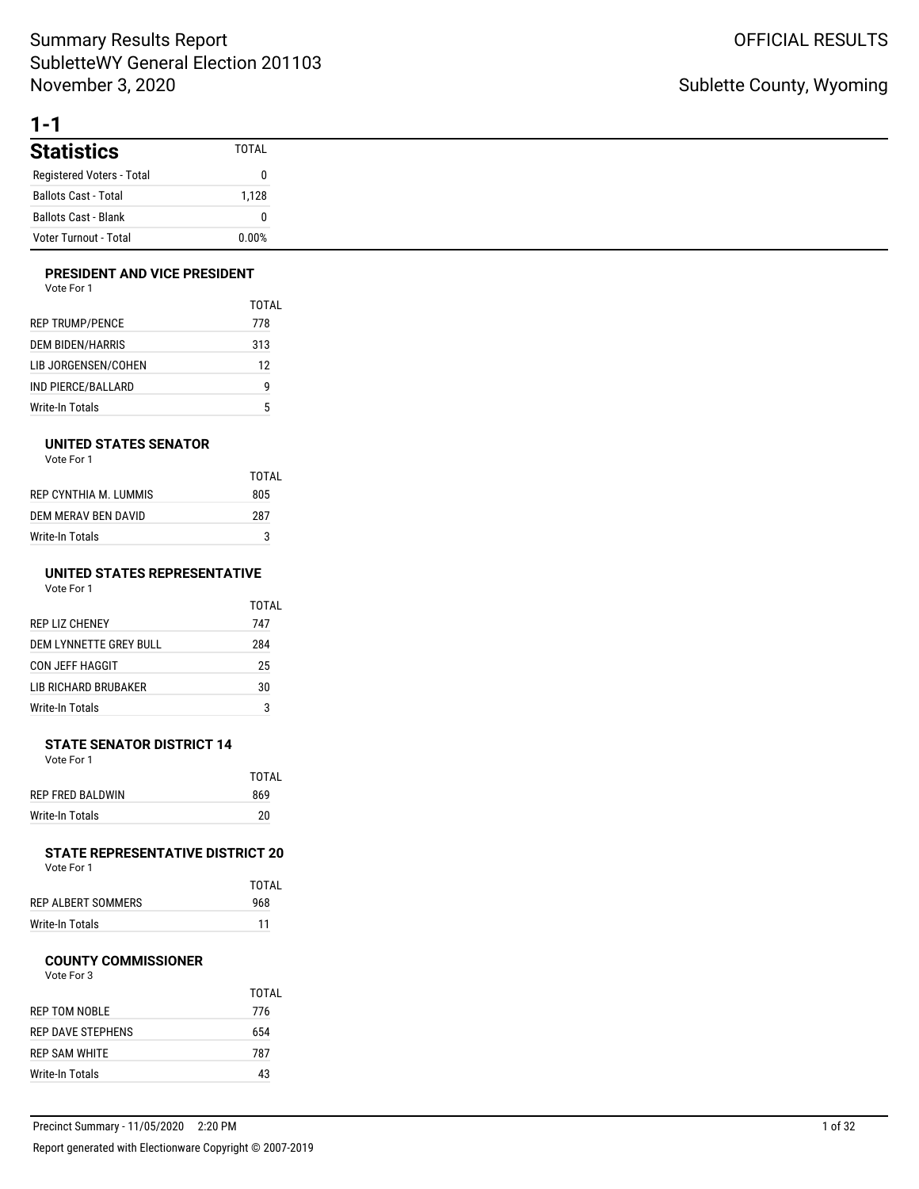# Summary Results Report
SubletteWY General Election 201103
November 3, 2020

OFFICIAL RESULTS

Sublette County, Wyoming

## 1-1

### Statistics

| Statistics | TOTAL |
|---|---|
| Registered Voters - Total | 0 |
| Ballots Cast - Total | 1,128 |
| Ballots Cast - Blank | 0 |
| Voter Turnout - Total | 0.00% |

#### PRESIDENT AND VICE PRESIDENT
Vote For 1

| | TOTAL |
|---|---|
| REP TRUMP/PENCE | 778 |
| DEM BIDEN/HARRIS | 313 |
| LIB JORGENSEN/COHEN | 12 |
| IND PIERCE/BALLARD | 9 |
| Write-In Totals | 5 |

#### UNITED STATES SENATOR
Vote For 1

| | TOTAL |
|---|---|
| REP CYNTHIA M. LUMMIS | 805 |
| DEM MERAV BEN DAVID | 287 |
| Write-In Totals | 3 |

#### UNITED STATES REPRESENTATIVE
Vote For 1

| | TOTAL |
|---|---|
| REP LIZ CHENEY | 747 |
| DEM LYNNETTE GREY BULL | 284 |
| CON JEFF HAGGIT | 25 |
| LIB RICHARD BRUBAKER | 30 |
| Write-In Totals | 3 |

#### STATE SENATOR DISTRICT 14
Vote For 1

| | TOTAL |
|---|---|
| REP FRED BALDWIN | 869 |
| Write-In Totals | 20 |

#### STATE REPRESENTATIVE DISTRICT 20
Vote For 1

| | TOTAL |
|---|---|
| REP ALBERT SOMMERS | 968 |
| Write-In Totals | 11 |

#### COUNTY COMMISSIONER
Vote For 3

| | TOTAL |
|---|---|
| REP TOM NOBLE | 776 |
| REP DAVE STEPHENS | 654 |
| REP SAM WHITE | 787 |
| Write-In Totals | 43 |

Precinct Summary - 11/05/2020 2:20 PM

Report generated with Electionware Copyright © 2007-2019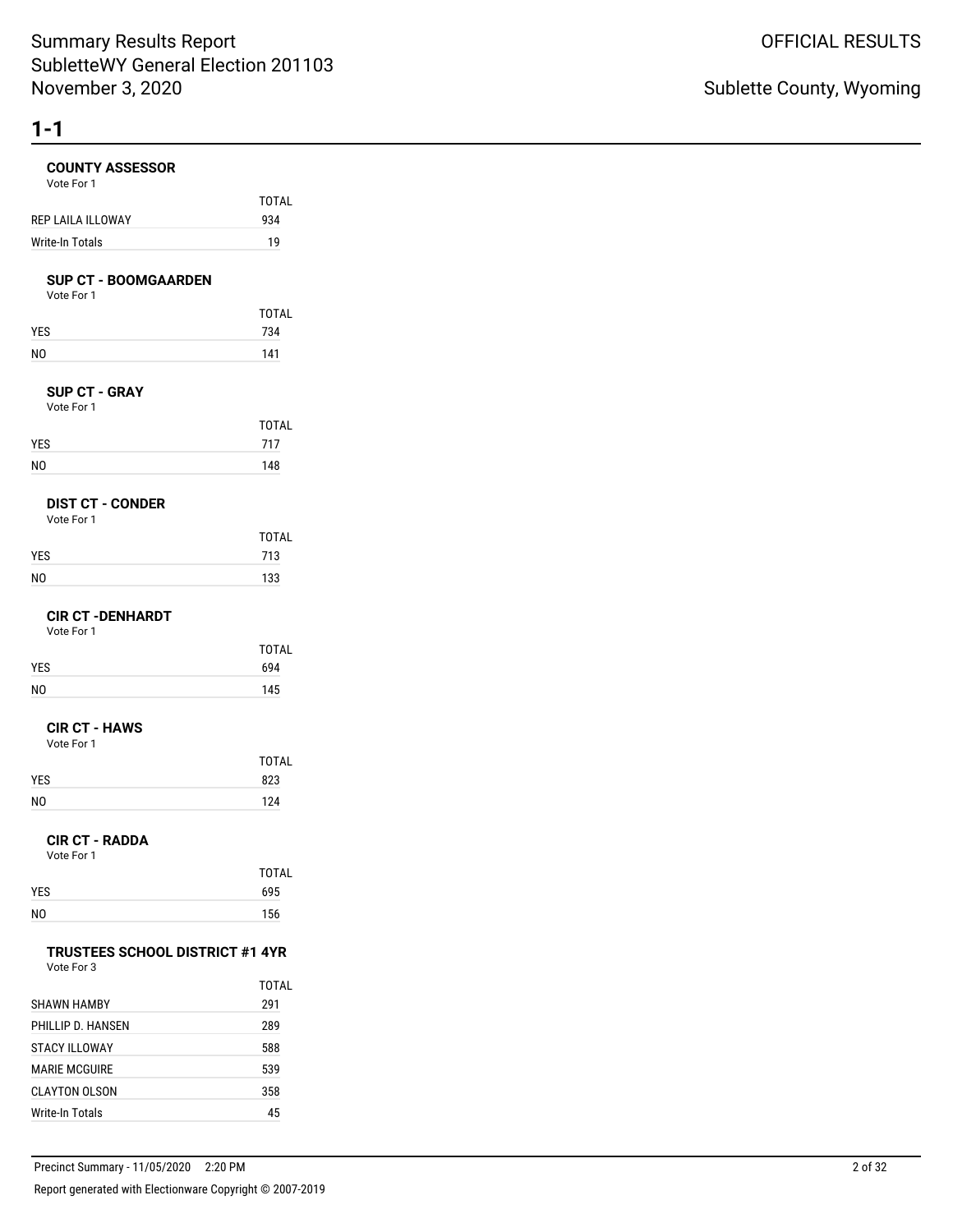## 1-1

### COUNTY ASSESSOR

Vote For 1

| | TOTAL |
|---|---|
| REP LAILA ILLOWAY | 934 |
| Write-In Totals | 19 |

### SUP CT - BOOMGAARDEN

Vote For 1

| | TOTAL |
|---|---|
| YES | 734 |
| NO | 141 |

### SUP CT - GRAY

Vote For 1

| | TOTAL |
|---|---|
| YES | 717 |
| NO | 148 |

### DIST CT - CONDER

Vote For 1

| | TOTAL |
|---|---|
| YES | 713 |
| NO | 133 |

### CIR CT -DENHARDT

Vote For 1

| | TOTAL |
|---|---|
| YES | 694 |
| NO | 145 |

### CIR CT - HAWS

Vote For 1

| | TOTAL |
|---|---|
| YES | 823 |
| NO | 124 |

### CIR CT - RADDA

Vote For 1

| | TOTAL |
|---|---|
| YES | 695 |
| NO | 156 |

### TRUSTEES SCHOOL DISTRICT #1 4YR

Vote For 3

| | TOTAL |
|---|---|
| SHAWN HAMBY | 291 |
| PHILLIP D. HANSEN | 289 |
| STACY ILLOWAY | 588 |
| MARIE MCGUIRE | 539 |
| CLAYTON OLSON | 358 |
| Write-In Totals | 45 |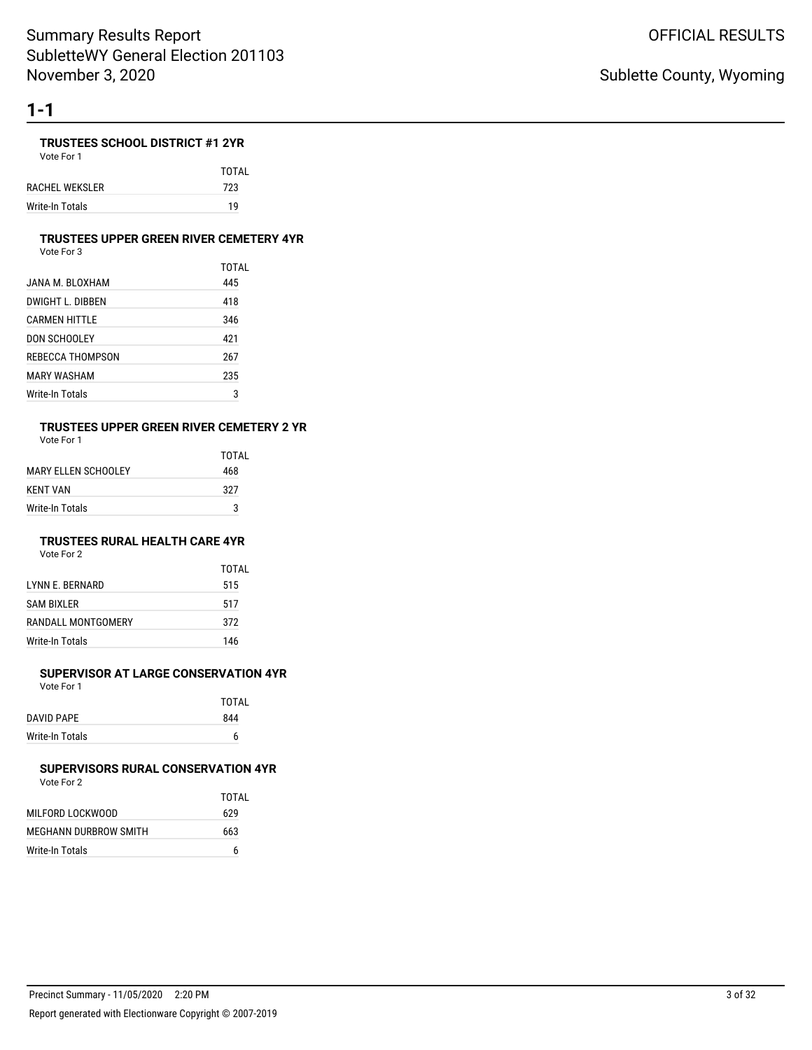# 1-1

### TRUSTEES SCHOOL DISTRICT #1 2YR

Vote For 1

| | TOTAL |
|---|---|
| RACHEL WEKSLER | 723 |
| Write-In Totals | 19 |

### TRUSTEES UPPER GREEN RIVER CEMETERY 4YR

Vote For 3

| | TOTAL |
|---|---|
| JANA M. BLOXHAM | 445 |
| DWIGHT L. DIBBEN | 418 |
| CARMEN HITTLE | 346 |
| DON SCHOOLEY | 421 |
| REBECCA THOMPSON | 267 |
| MARY WASHAM | 235 |
| Write-In Totals | 3 |

### TRUSTEES UPPER GREEN RIVER CEMETERY 2 YR

Vote For 1

| | TOTAL |
|---|---|
| MARY ELLEN SCHOOLEY | 468 |
| KENT VAN | 327 |
| Write-In Totals | 3 |

### TRUSTEES RURAL HEALTH CARE 4YR

Vote For 2

| | TOTAL |
|---|---|
| LYNN E. BERNARD | 515 |
| SAM BIXLER | 517 |
| RANDALL MONTGOMERY | 372 |
| Write-In Totals | 146 |

### SUPERVISOR AT LARGE CONSERVATION 4YR

Vote For 1

| | TOTAL |
|---|---|
| DAVID PAPE | 844 |
| Write-In Totals | 6 |

### SUPERVISORS RURAL CONSERVATION 4YR

Vote For 2

| | TOTAL |
|---|---|
| MILFORD LOCKWOOD | 629 |
| MEGHANN DURBROW SMITH | 663 |
| Write-In Totals | 6 |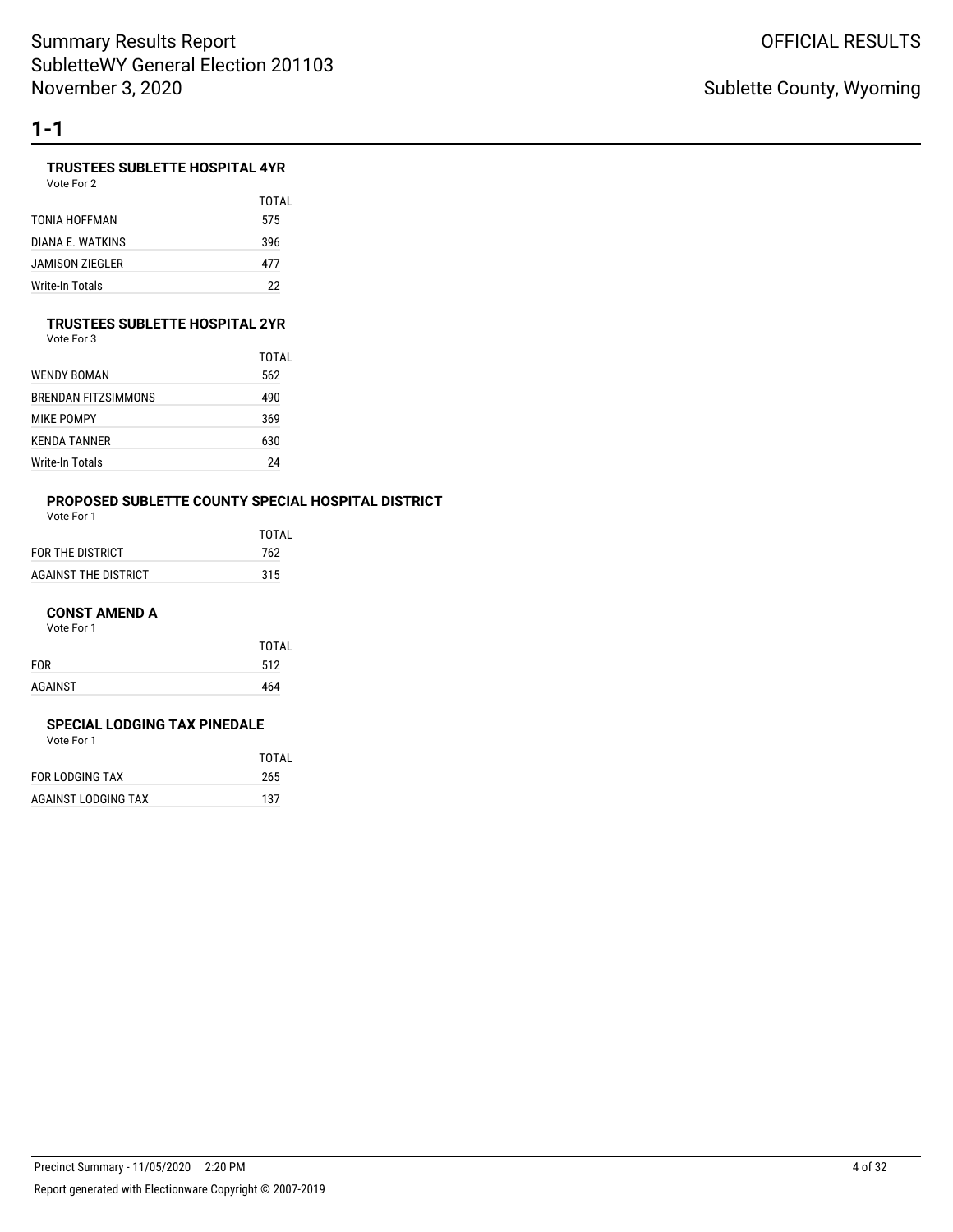# 1-1

### TRUSTEES SUBLETTE HOSPITAL 4YR

Vote For 2

| | TOTAL |
|---|---|
| TONIA HOFFMAN | 575 |
| DIANA E. WATKINS | 396 |
| JAMISON ZIEGLER | 477 |
| Write-In Totals | 22 |

### TRUSTEES SUBLETTE HOSPITAL 2YR

Vote For 3

| | TOTAL |
|---|---|
| WENDY BOMAN | 562 |
| BRENDAN FITZSIMMONS | 490 |
| MIKE POMPY | 369 |
| KENDA TANNER | 630 |
| Write-In Totals | 24 |

### PROPOSED SUBLETTE COUNTY SPECIAL HOSPITAL DISTRICT

Vote For 1

| | TOTAL |
|---|---|
| FOR THE DISTRICT | 762 |
| AGAINST THE DISTRICT | 315 |

### CONST AMEND A

Vote For 1

| | TOTAL |
|---|---|
| FOR | 512 |
| AGAINST | 464 |

### SPECIAL LODGING TAX PINEDALE

Vote For 1

| | TOTAL |
|---|---|
| FOR LODGING TAX | 265 |
| AGAINST LODGING TAX | 137 |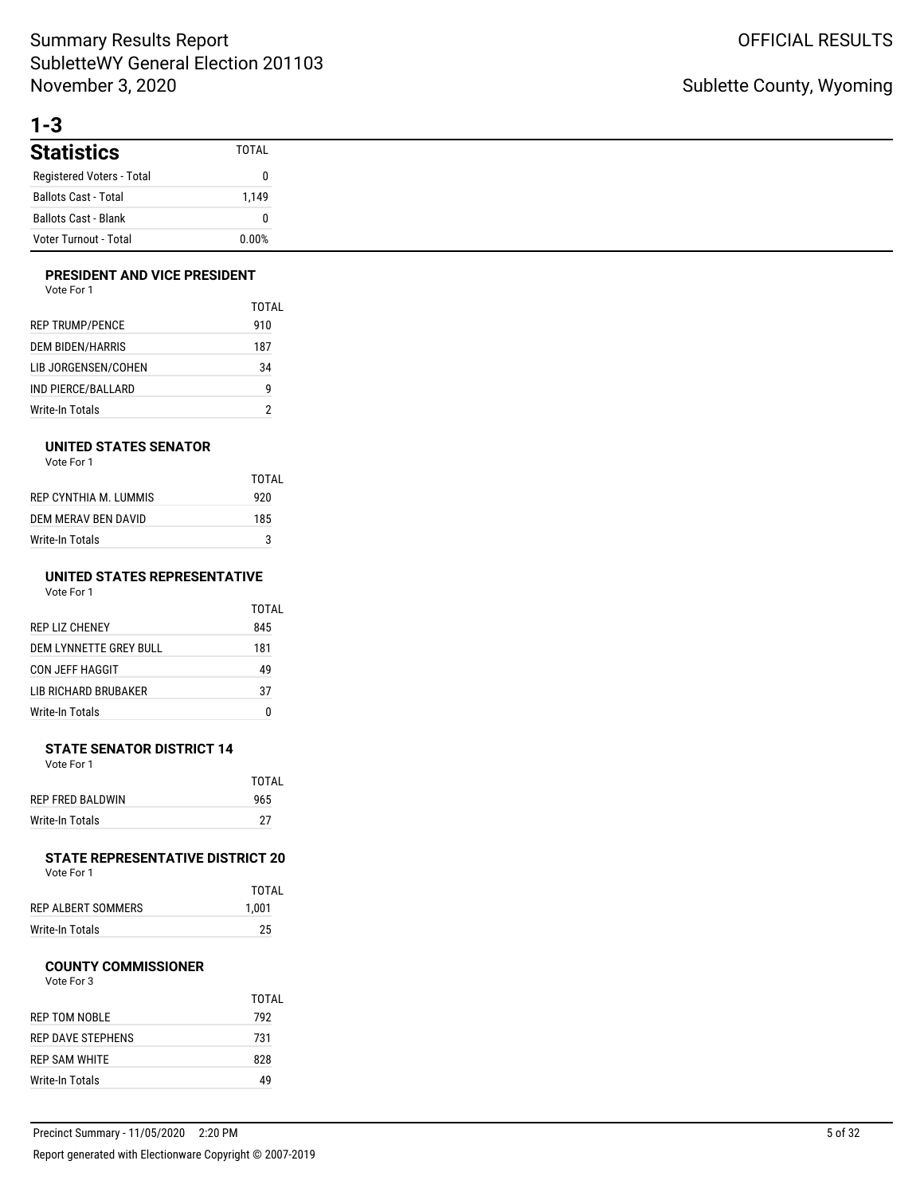# 1-3

## Statistics

| Statistics | TOTAL |
|---|---|
| Registered Voters - Total | 0 |
| Ballots Cast - Total | 1,149 |
| Ballots Cast - Blank | 0 |
| Voter Turnout - Total | 0.00% |

### PRESIDENT AND VICE PRESIDENT

Vote For 1

| | TOTAL |
|---|---|
| REP TRUMP/PENCE | 910 |
| DEM BIDEN/HARRIS | 187 |
| LIB JORGENSEN/COHEN | 34 |
| IND PIERCE/BALLARD | 9 |
| Write-In Totals | 2 |

### UNITED STATES SENATOR

Vote For 1

| | TOTAL |
|---|---|
| REP CYNTHIA M. LUMMIS | 920 |
| DEM MERAV BEN DAVID | 185 |
| Write-In Totals | 3 |

### UNITED STATES REPRESENTATIVE

Vote For 1

| | TOTAL |
|---|---|
| REP LIZ CHENEY | 845 |
| DEM LYNNETTE GREY BULL | 181 |
| CON JEFF HAGGIT | 49 |
| LIB RICHARD BRUBAKER | 37 |
| Write-In Totals | 0 |

### STATE SENATOR DISTRICT 14

Vote For 1

| | TOTAL |
|---|---|
| REP FRED BALDWIN | 965 |
| Write-In Totals | 27 |

### STATE REPRESENTATIVE DISTRICT 20

Vote For 1

| | TOTAL |
|---|---|
| REP ALBERT SOMMERS | 1,001 |
| Write-In Totals | 25 |

### COUNTY COMMISSIONER

Vote For 3

| | TOTAL |
|---|---|
| REP TOM NOBLE | 792 |
| REP DAVE STEPHENS | 731 |
| REP SAM WHITE | 828 |
| Write-In Totals | 49 |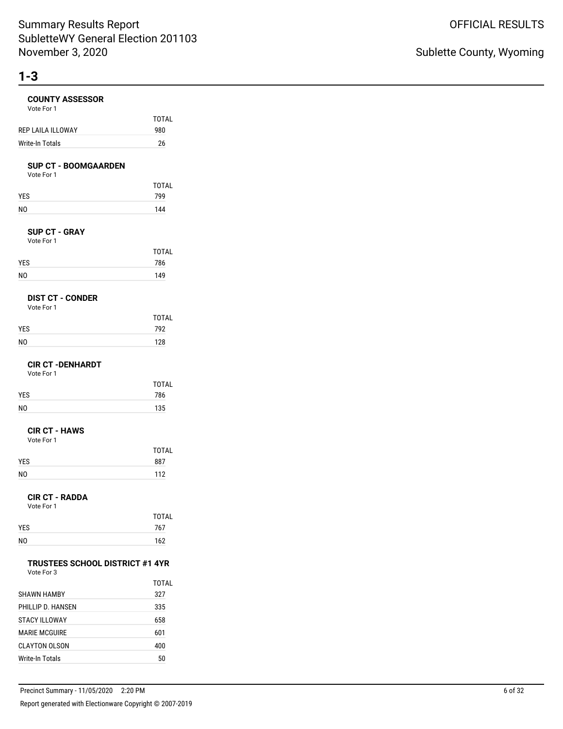# 1-3

### COUNTY ASSESSOR

Vote For 1

| | TOTAL |
|---|---|
| REP LAILA ILLOWAY | 980 |
| Write-In Totals | 26 |

### SUP CT - BOOMGAARDEN

Vote For 1

| | TOTAL |
|---|---|
| YES | 799 |
| NO | 144 |

### SUP CT - GRAY

Vote For 1

| | TOTAL |
|---|---|
| YES | 786 |
| NO | 149 |

### DIST CT - CONDER

Vote For 1

| | TOTAL |
|---|---|
| YES | 792 |
| NO | 128 |

### CIR CT -DENHARDT

Vote For 1

| | TOTAL |
|---|---|
| YES | 786 |
| NO | 135 |

### CIR CT - HAWS

Vote For 1

| | TOTAL |
|---|---|
| YES | 887 |
| NO | 112 |

### CIR CT - RADDA

Vote For 1

| | TOTAL |
|---|---|
| YES | 767 |
| NO | 162 |

### TRUSTEES SCHOOL DISTRICT #1 4YR

Vote For 3

| | TOTAL |
|---|---|
| SHAWN HAMBY | 327 |
| PHILLIP D. HANSEN | 335 |
| STACY ILLOWAY | 658 |
| MARIE MCGUIRE | 601 |
| CLAYTON OLSON | 400 |
| Write-In Totals | 50 |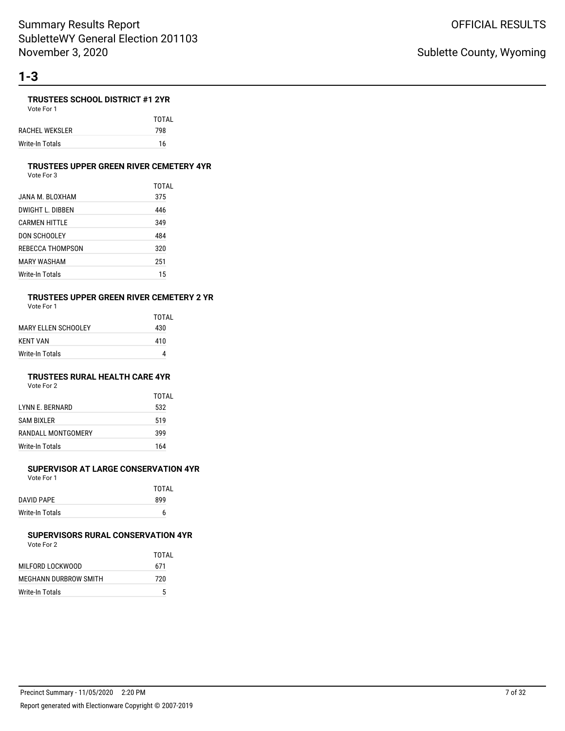## 1-3

### TRUSTEES SCHOOL DISTRICT #1 2YR

Vote For 1

| | TOTAL |
|---|---|
| RACHEL WEKSLER | 798 |
| Write-In Totals | 16 |

### TRUSTEES UPPER GREEN RIVER CEMETERY 4YR

Vote For 3

| | TOTAL |
|---|---|
| JANA M. BLOXHAM | 375 |
| DWIGHT L. DIBBEN | 446 |
| CARMEN HITTLE | 349 |
| DON SCHOOLEY | 484 |
| REBECCA THOMPSON | 320 |
| MARY WASHAM | 251 |
| Write-In Totals | 15 |

### TRUSTEES UPPER GREEN RIVER CEMETERY 2 YR

Vote For 1

| | TOTAL |
|---|---|
| MARY ELLEN SCHOOLEY | 430 |
| KENT VAN | 410 |
| Write-In Totals | 4 |

### TRUSTEES RURAL HEALTH CARE 4YR

Vote For 2

| | TOTAL |
|---|---|
| LYNN E. BERNARD | 532 |
| SAM BIXLER | 519 |
| RANDALL MONTGOMERY | 399 |
| Write-In Totals | 164 |

### SUPERVISOR AT LARGE CONSERVATION 4YR

Vote For 1

| | TOTAL |
|---|---|
| DAVID PAPE | 899 |
| Write-In Totals | 6 |

### SUPERVISORS RURAL CONSERVATION 4YR

Vote For 2

| | TOTAL |
|---|---|
| MILFORD LOCKWOOD | 671 |
| MEGHANN DURBROW SMITH | 720 |
| Write-In Totals | 5 |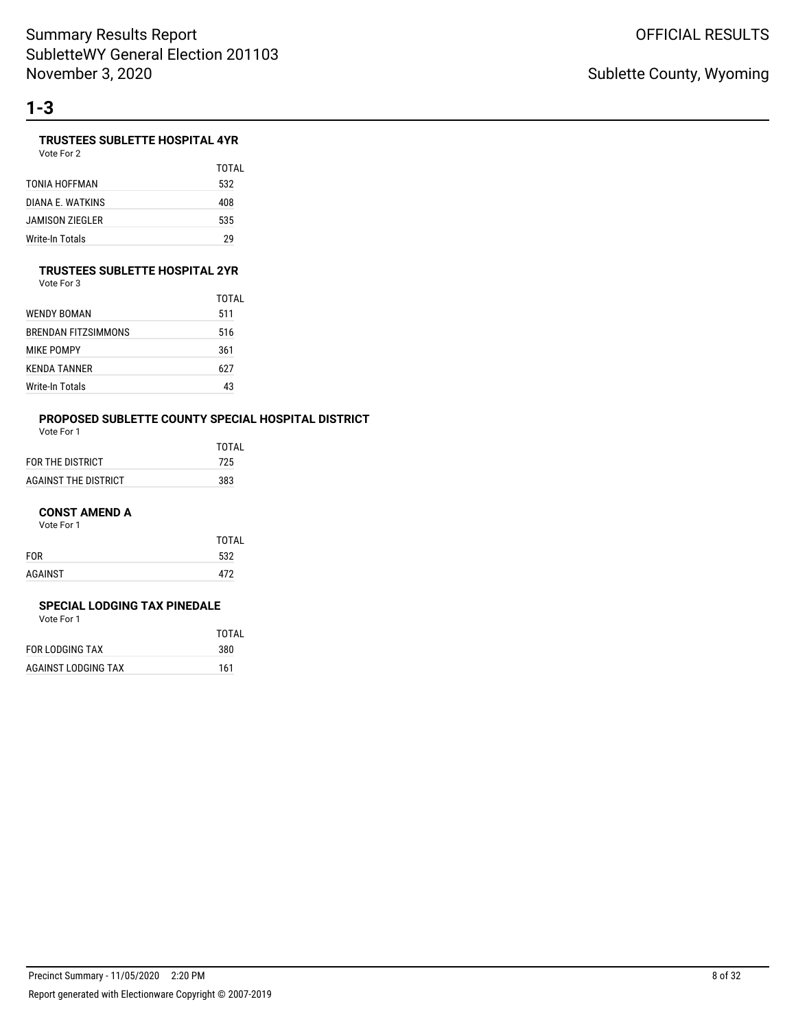## 1-3

### TRUSTEES SUBLETTE HOSPITAL 4YR

Vote For 2

| | TOTAL |
|---|---|
| TONIA HOFFMAN | 532 |
| DIANA E. WATKINS | 408 |
| JAMISON ZIEGLER | 535 |
| Write-In Totals | 29 |

### TRUSTEES SUBLETTE HOSPITAL 2YR

Vote For 3

| | TOTAL |
|---|---|
| WENDY BOMAN | 511 |
| BRENDAN FITZSIMMONS | 516 |
| MIKE POMPY | 361 |
| KENDA TANNER | 627 |
| Write-In Totals | 43 |

### PROPOSED SUBLETTE COUNTY SPECIAL HOSPITAL DISTRICT

Vote For 1

| | TOTAL |
|---|---|
| FOR THE DISTRICT | 725 |
| AGAINST THE DISTRICT | 383 |

### CONST AMEND A

Vote For 1

| | TOTAL |
|---|---|
| FOR | 532 |
| AGAINST | 472 |

### SPECIAL LODGING TAX PINEDALE

Vote For 1

| | TOTAL |
|---|---|
| FOR LODGING TAX | 380 |
| AGAINST LODGING TAX | 161 |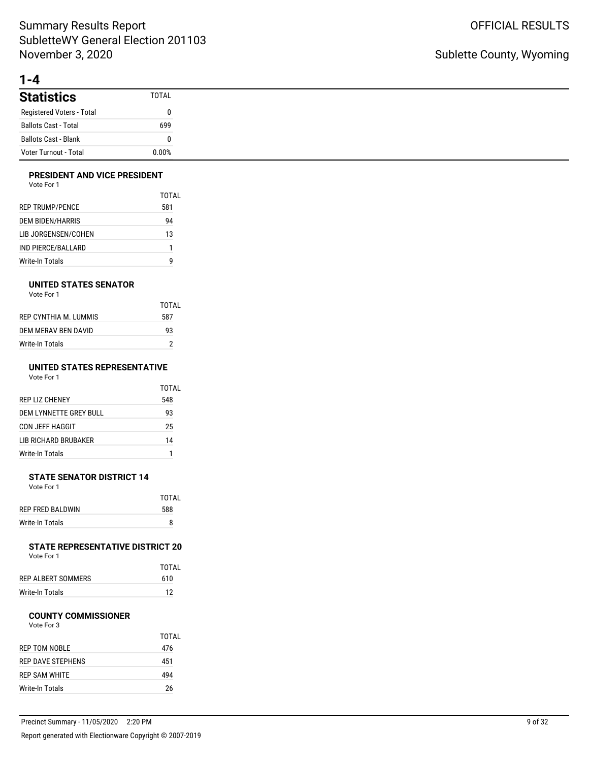# Summary Results Report
# SubletteWY General Election 201103
# November 3, 2020

OFFICIAL RESULTS

Sublette County, Wyoming

## 1-4

| Statistics | TOTAL |
|---|---|
| Registered Voters - Total | 0 |
| Ballots Cast - Total | 699 |
| Ballots Cast - Blank | 0 |
| Voter Turnout - Total | 0.00% |

### PRESIDENT AND VICE PRESIDENT

Vote For 1

| | TOTAL |
|---|---|
| REP TRUMP/PENCE | 581 |
| DEM BIDEN/HARRIS | 94 |
| LIB JORGENSEN/COHEN | 13 |
| IND PIERCE/BALLARD | 1 |
| Write-In Totals | 9 |

### UNITED STATES SENATOR

Vote For 1

| | TOTAL |
|---|---|
| REP CYNTHIA M. LUMMIS | 587 |
| DEM MERAV BEN DAVID | 93 |
| Write-In Totals | 2 |

### UNITED STATES REPRESENTATIVE

Vote For 1

| | TOTAL |
|---|---|
| REP LIZ CHENEY | 548 |
| DEM LYNNETTE GREY BULL | 93 |
| CON JEFF HAGGIT | 25 |
| LIB RICHARD BRUBAKER | 14 |
| Write-In Totals | 1 |

### STATE SENATOR DISTRICT 14

Vote For 1

| | TOTAL |
|---|---|
| REP FRED BALDWIN | 588 |
| Write-In Totals | 8 |

### STATE REPRESENTATIVE DISTRICT 20

Vote For 1

| | TOTAL |
|---|---|
| REP ALBERT SOMMERS | 610 |
| Write-In Totals | 12 |

### COUNTY COMMISSIONER

Vote For 3

| | TOTAL |
|---|---|
| REP TOM NOBLE | 476 |
| REP DAVE STEPHENS | 451 |
| REP SAM WHITE | 494 |
| Write-In Totals | 26 |

Precinct Summary - 11/05/2020 2:20 PM

Report generated with Electionware Copyright © 2007-2019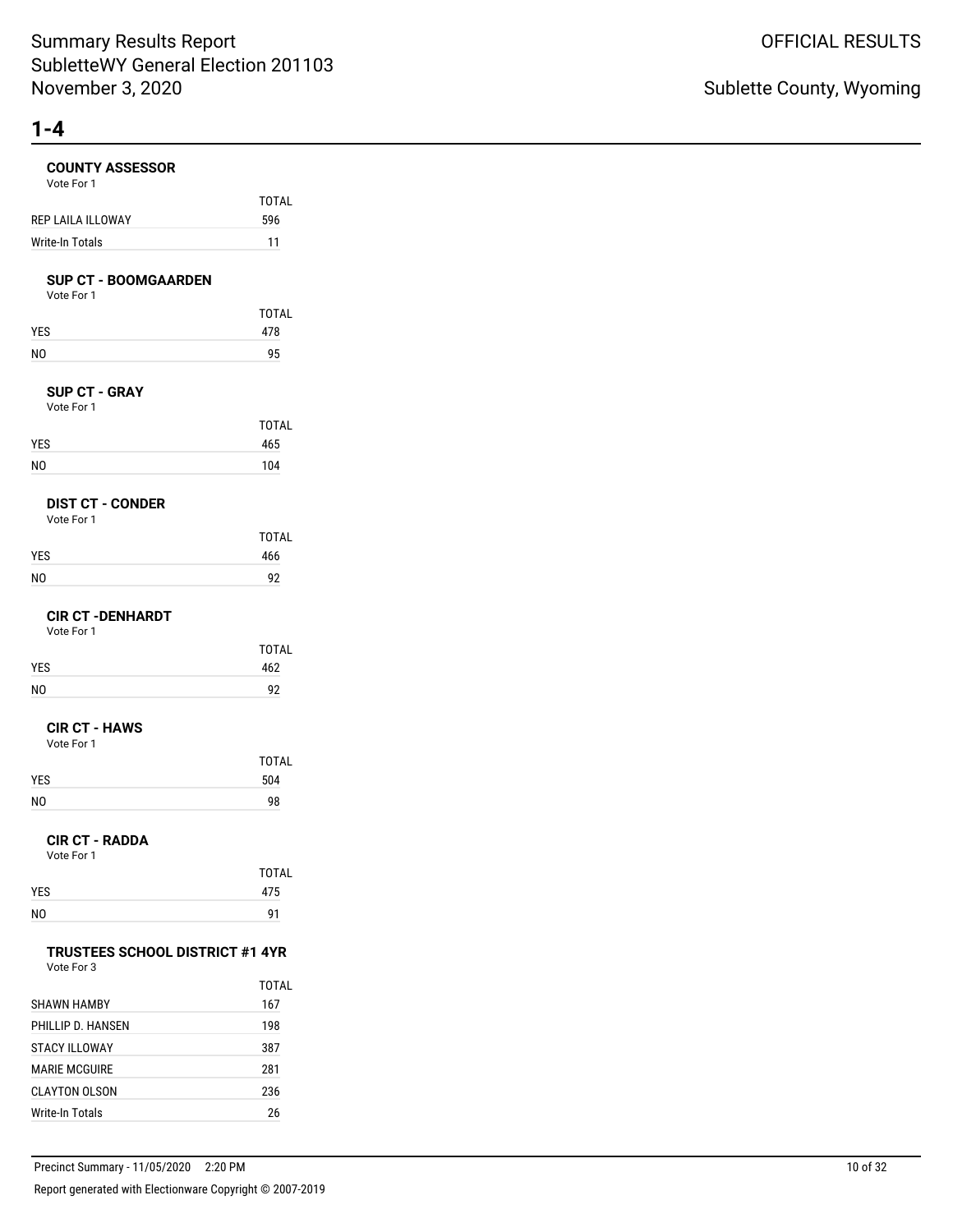# 1-4

### COUNTY ASSESSOR

Vote For 1

| | TOTAL |
|---|---|
| REP LAILA ILLOWAY | 596 |
| Write-In Totals | 11 |

### SUP CT - BOOMGAARDEN

Vote For 1

| | TOTAL |
|---|---|
| YES | 478 |
| NO | 95 |

### SUP CT - GRAY

Vote For 1

| | TOTAL |
|---|---|
| YES | 465 |
| NO | 104 |

### DIST CT - CONDER

Vote For 1

| | TOTAL |
|---|---|
| YES | 466 |
| NO | 92 |

### CIR CT -DENHARDT

Vote For 1

| | TOTAL |
|---|---|
| YES | 462 |
| NO | 92 |

### CIR CT - HAWS

Vote For 1

| | TOTAL |
|---|---|
| YES | 504 |
| NO | 98 |

### CIR CT - RADDA

Vote For 1

| | TOTAL |
|---|---|
| YES | 475 |
| NO | 91 |

### TRUSTEES SCHOOL DISTRICT #1 4YR

Vote For 3

| | TOTAL |
|---|---|
| SHAWN HAMBY | 167 |
| PHILLIP D. HANSEN | 198 |
| STACY ILLOWAY | 387 |
| MARIE MCGUIRE | 281 |
| CLAYTON OLSON | 236 |
| Write-In Totals | 26 |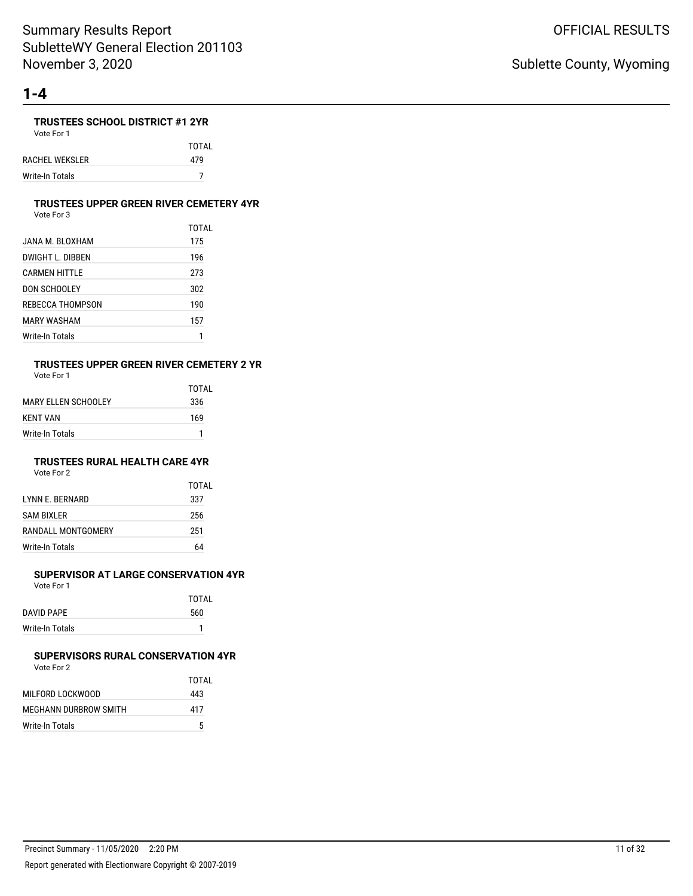# 1-4

### TRUSTEES SCHOOL DISTRICT #1 2YR

Vote For 1

| | TOTAL |
|---|---|
| RACHEL WEKSLER | 479 |
| Write-In Totals | 7 |

### TRUSTEES UPPER GREEN RIVER CEMETERY 4YR

Vote For 3

| | TOTAL |
|---|---|
| JANA M. BLOXHAM | 175 |
| DWIGHT L. DIBBEN | 196 |
| CARMEN HITTLE | 273 |
| DON SCHOOLEY | 302 |
| REBECCA THOMPSON | 190 |
| MARY WASHAM | 157 |
| Write-In Totals | 1 |

### TRUSTEES UPPER GREEN RIVER CEMETERY 2 YR

Vote For 1

| | TOTAL |
|---|---|
| MARY ELLEN SCHOOLEY | 336 |
| KENT VAN | 169 |
| Write-In Totals | 1 |

### TRUSTEES RURAL HEALTH CARE 4YR

Vote For 2

| | TOTAL |
|---|---|
| LYNN E. BERNARD | 337 |
| SAM BIXLER | 256 |
| RANDALL MONTGOMERY | 251 |
| Write-In Totals | 64 |

### SUPERVISOR AT LARGE CONSERVATION 4YR

Vote For 1

| | TOTAL |
|---|---|
| DAVID PAPE | 560 |
| Write-In Totals | 1 |

### SUPERVISORS RURAL CONSERVATION 4YR

Vote For 2

| | TOTAL |
|---|---|
| MILFORD LOCKWOOD | 443 |
| MEGHANN DURBROW SMITH | 417 |
| Write-In Totals | 5 |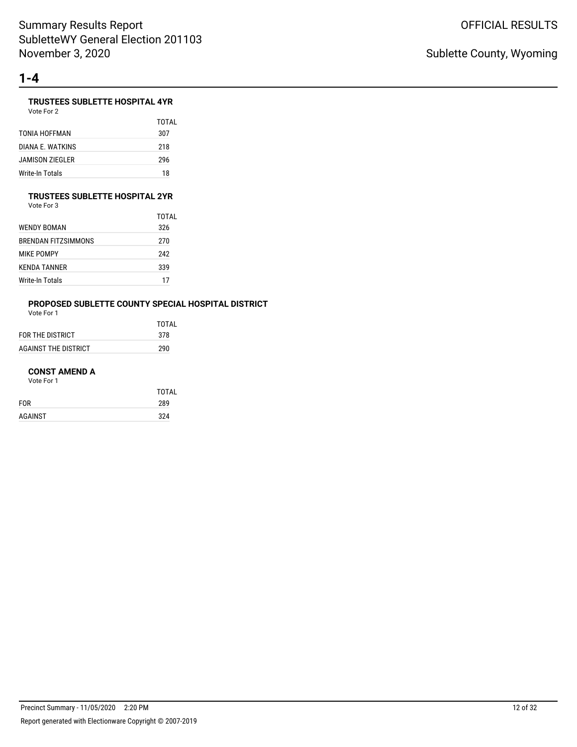# 1-4

### TRUSTEES SUBLETTE HOSPITAL 4YR

Vote For 2

| | TOTAL |
|---|---|
| TONIA HOFFMAN | 307 |
| DIANA E. WATKINS | 218 |
| JAMISON ZIEGLER | 296 |
| Write-In Totals | 18 |

### TRUSTEES SUBLETTE HOSPITAL 2YR

Vote For 3

| | TOTAL |
|---|---|
| WENDY BOMAN | 326 |
| BRENDAN FITZSIMMONS | 270 |
| MIKE POMPY | 242 |
| KENDA TANNER | 339 |
| Write-In Totals | 17 |

### PROPOSED SUBLETTE COUNTY SPECIAL HOSPITAL DISTRICT

Vote For 1

| | TOTAL |
|---|---|
| FOR THE DISTRICT | 378 |
| AGAINST THE DISTRICT | 290 |

### CONST AMEND A

Vote For 1

| | TOTAL |
|---|---|
| FOR | 289 |
| AGAINST | 324 |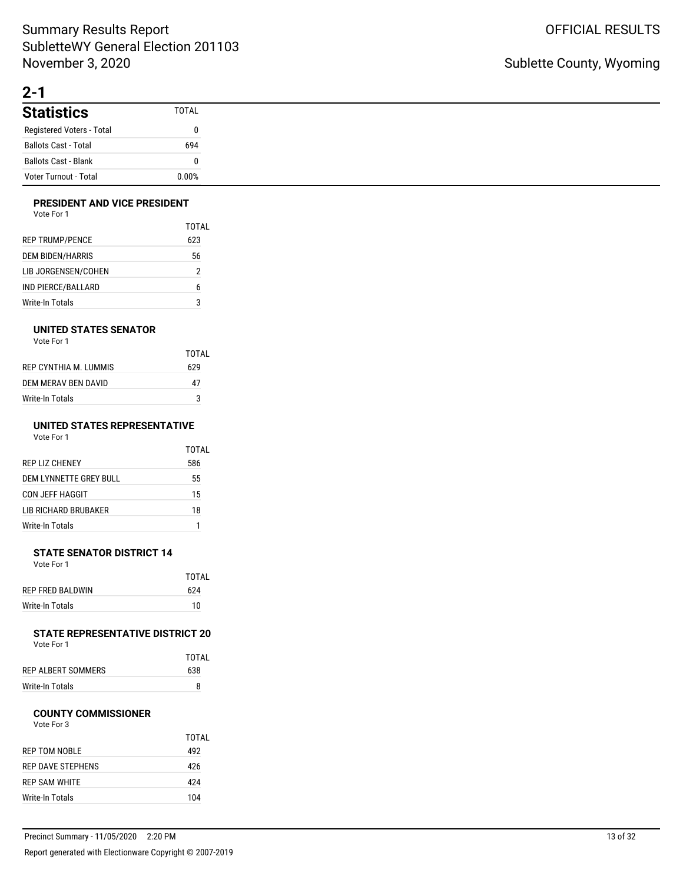## 2-1

| Statistics | TOTAL |
|---|---|
| Registered Voters - Total | 0 |
| Ballots Cast - Total | 694 |
| Ballots Cast - Blank | 0 |
| Voter Turnout - Total | 0.00% |

### PRESIDENT AND VICE PRESIDENT

Vote For 1

| | TOTAL |
|---|---|
| REP TRUMP/PENCE | 623 |
| DEM BIDEN/HARRIS | 56 |
| LIB JORGENSEN/COHEN | 2 |
| IND PIERCE/BALLARD | 6 |
| Write-In Totals | 3 |

### UNITED STATES SENATOR

Vote For 1

| | TOTAL |
|---|---|
| REP CYNTHIA M. LUMMIS | 629 |
| DEM MERAV BEN DAVID | 47 |
| Write-In Totals | 3 |

### UNITED STATES REPRESENTATIVE

Vote For 1

| | TOTAL |
|---|---|
| REP LIZ CHENEY | 586 |
| DEM LYNNETTE GREY BULL | 55 |
| CON JEFF HAGGIT | 15 |
| LIB RICHARD BRUBAKER | 18 |
| Write-In Totals | 1 |

### STATE SENATOR DISTRICT 14

Vote For 1

| | TOTAL |
|---|---|
| REP FRED BALDWIN | 624 |
| Write-In Totals | 10 |

### STATE REPRESENTATIVE DISTRICT 20

Vote For 1

| | TOTAL |
|---|---|
| REP ALBERT SOMMERS | 638 |
| Write-In Totals | 8 |

### COUNTY COMMISSIONER

Vote For 3

| | TOTAL |
|---|---|
| REP TOM NOBLE | 492 |
| REP DAVE STEPHENS | 426 |
| REP SAM WHITE | 424 |
| Write-In Totals | 104 |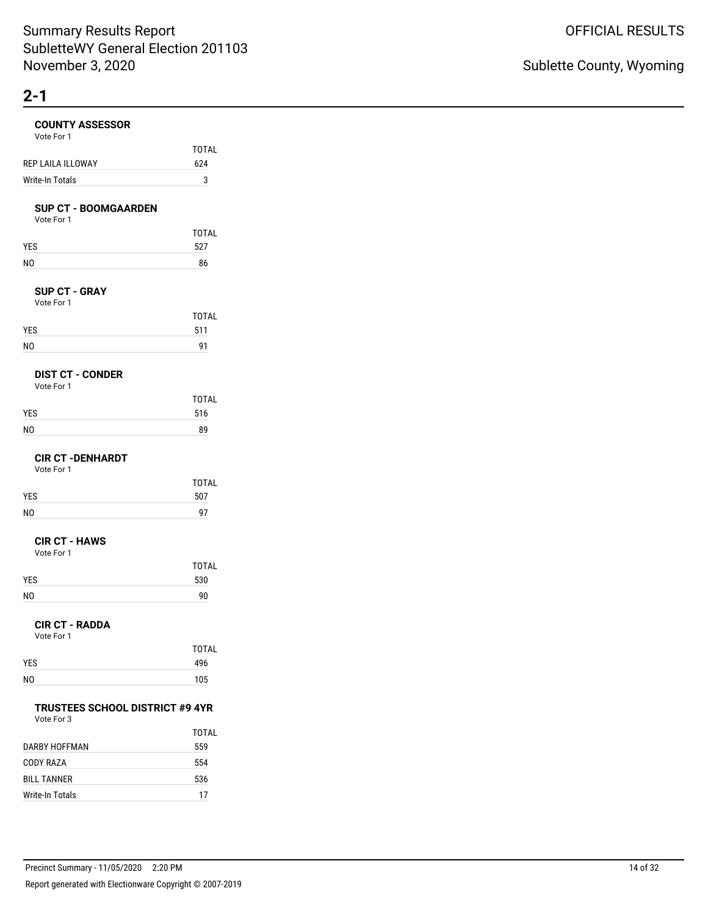# 2-1

### COUNTY ASSESSOR

Vote For 1

| | TOTAL |
|---|---|
| REP LAILA ILLOWAY | 624 |
| Write-In Totals | 3 |

### SUP CT - BOOMGAARDEN

Vote For 1

| | TOTAL |
|---|---|
| YES | 527 |
| NO | 86 |

### SUP CT - GRAY

Vote For 1

| | TOTAL |
|---|---|
| YES | 511 |
| NO | 91 |

### DIST CT - CONDER

Vote For 1

| | TOTAL |
|---|---|
| YES | 516 |
| NO | 89 |

### CIR CT -DENHARDT

Vote For 1

| | TOTAL |
|---|---|
| YES | 507 |
| NO | 97 |

### CIR CT - HAWS

Vote For 1

| | TOTAL |
|---|---|
| YES | 530 |
| NO | 90 |

### CIR CT - RADDA

Vote For 1

| | TOTAL |
|---|---|
| YES | 496 |
| NO | 105 |

### TRUSTEES SCHOOL DISTRICT #9 4YR

Vote For 3

| | TOTAL |
|---|---|
| DARBY HOFFMAN | 559 |
| CODY RAZA | 554 |
| BILL TANNER | 536 |
| Write-In Totals | 17 |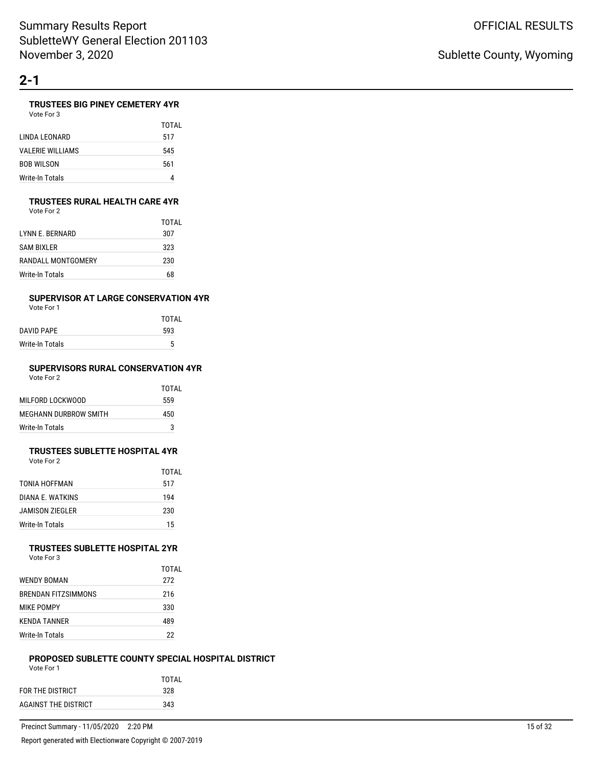## 2-1

### TRUSTEES BIG PINEY CEMETERY 4YR

Vote For 3

| | TOTAL |
|---|---|
| LINDA LEONARD | 517 |
| VALERIE WILLIAMS | 545 |
| BOB WILSON | 561 |
| Write-In Totals | 4 |

### TRUSTEES RURAL HEALTH CARE 4YR

Vote For 2

| | TOTAL |
|---|---|
| LYNN E. BERNARD | 307 |
| SAM BIXLER | 323 |
| RANDALL MONTGOMERY | 230 |
| Write-In Totals | 68 |

### SUPERVISOR AT LARGE CONSERVATION 4YR

Vote For 1

| | TOTAL |
|---|---|
| DAVID PAPE | 593 |
| Write-In Totals | 5 |

### SUPERVISORS RURAL CONSERVATION 4YR

Vote For 2

| | TOTAL |
|---|---|
| MILFORD LOCKWOOD | 559 |
| MEGHANN DURBROW SMITH | 450 |
| Write-In Totals | 3 |

### TRUSTEES SUBLETTE HOSPITAL 4YR

Vote For 2

| | TOTAL |
|---|---|
| TONIA HOFFMAN | 517 |
| DIANA E. WATKINS | 194 |
| JAMISON ZIEGLER | 230 |
| Write-In Totals | 15 |

### TRUSTEES SUBLETTE HOSPITAL 2YR

Vote For 3

| | TOTAL |
|---|---|
| WENDY BOMAN | 272 |
| BRENDAN FITZSIMMONS | 216 |
| MIKE POMPY | 330 |
| KENDA TANNER | 489 |
| Write-In Totals | 22 |

### PROPOSED SUBLETTE COUNTY SPECIAL HOSPITAL DISTRICT

Vote For 1

| | TOTAL |
|---|---|
| FOR THE DISTRICT | 328 |
| AGAINST THE DISTRICT | 343 |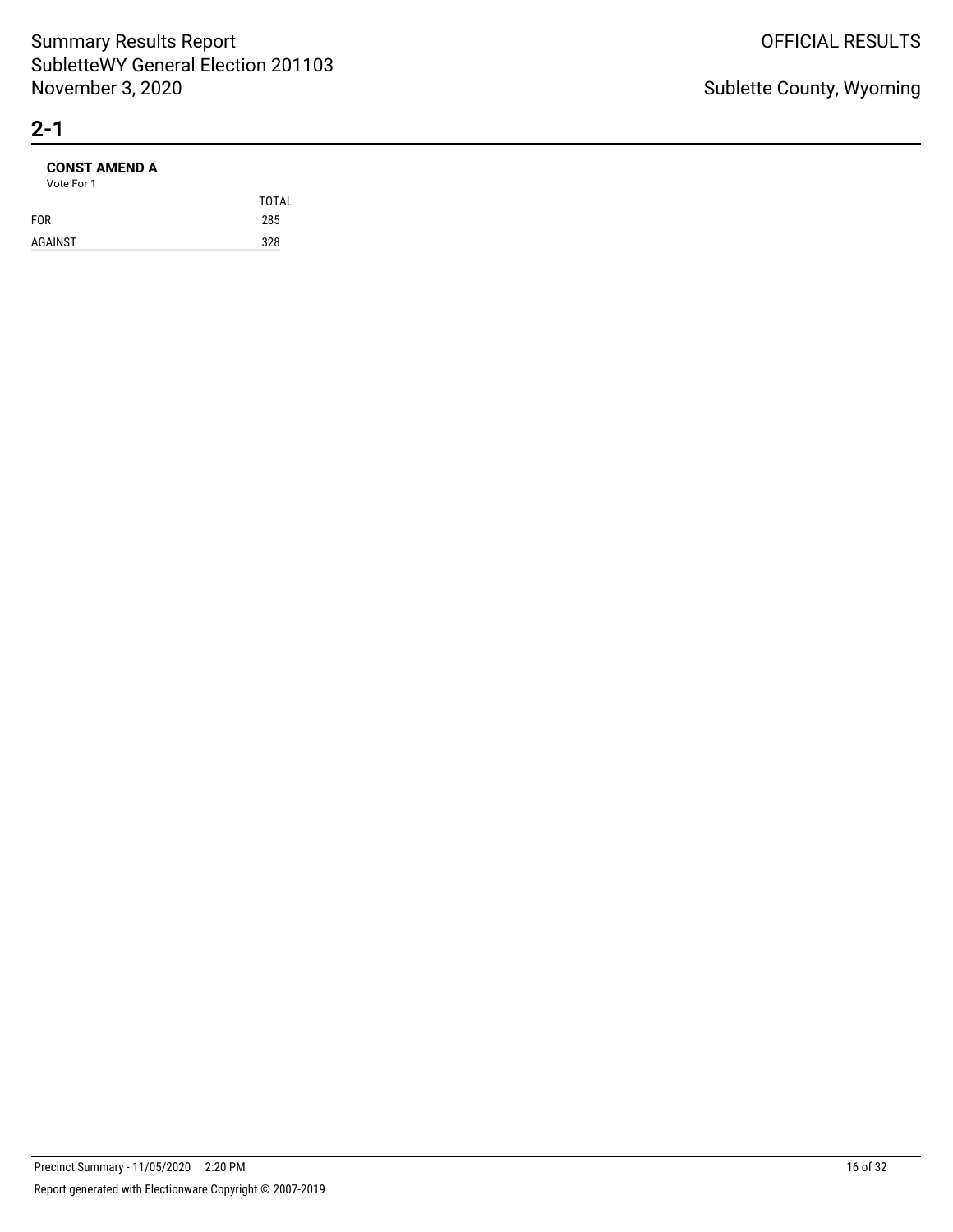## 2-1

**CONST AMEND A**

Vote For 1

| | TOTAL |
|---|---|
| FOR | 285 |
| AGAINST | 328 |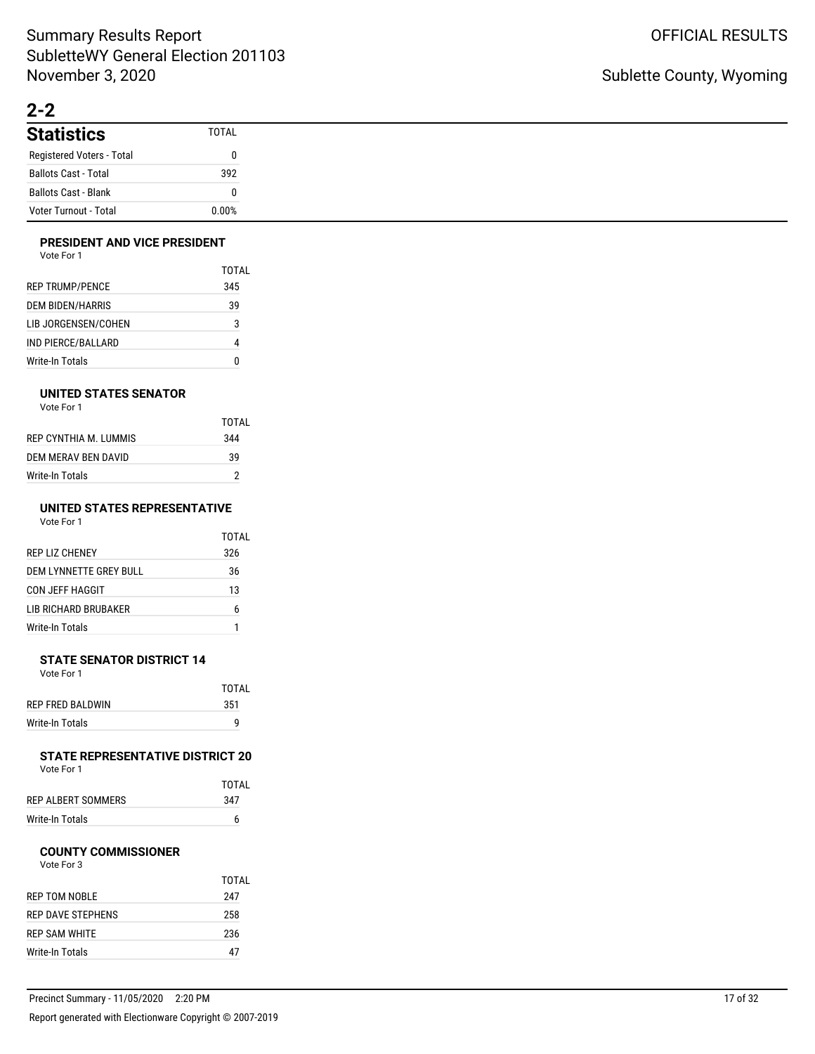# Summary Results Report
# SubletteWY General Election 201103
# November 3, 2020

OFFICIAL RESULTS

Sublette County, Wyoming

## 2-2

| Statistics | TOTAL |
|---|---|
| Registered Voters - Total | 0 |
| Ballots Cast - Total | 392 |
| Ballots Cast - Blank | 0 |
| Voter Turnout - Total | 0.00% |

### PRESIDENT AND VICE PRESIDENT

Vote For 1

| | TOTAL |
|---|---|
| REP TRUMP/PENCE | 345 |
| DEM BIDEN/HARRIS | 39 |
| LIB JORGENSEN/COHEN | 3 |
| IND PIERCE/BALLARD | 4 |
| Write-In Totals | 0 |

### UNITED STATES SENATOR

Vote For 1

| | TOTAL |
|---|---|
| REP CYNTHIA M. LUMMIS | 344 |
| DEM MERAV BEN DAVID | 39 |
| Write-In Totals | 2 |

### UNITED STATES REPRESENTATIVE

Vote For 1

| | TOTAL |
|---|---|
| REP LIZ CHENEY | 326 |
| DEM LYNNETTE GREY BULL | 36 |
| CON JEFF HAGGIT | 13 |
| LIB RICHARD BRUBAKER | 6 |
| Write-In Totals | 1 |

### STATE SENATOR DISTRICT 14

Vote For 1

| | TOTAL |
|---|---|
| REP FRED BALDWIN | 351 |
| Write-In Totals | 9 |

### STATE REPRESENTATIVE DISTRICT 20

Vote For 1

| | TOTAL |
|---|---|
| REP ALBERT SOMMERS | 347 |
| Write-In Totals | 6 |

### COUNTY COMMISSIONER

Vote For 3

| | TOTAL |
|---|---|
| REP TOM NOBLE | 247 |
| REP DAVE STEPHENS | 258 |
| REP SAM WHITE | 236 |
| Write-In Totals | 47 |

Precinct Summary - 11/05/2020 2:20 PM

Report generated with Electionware Copyright © 2007-2019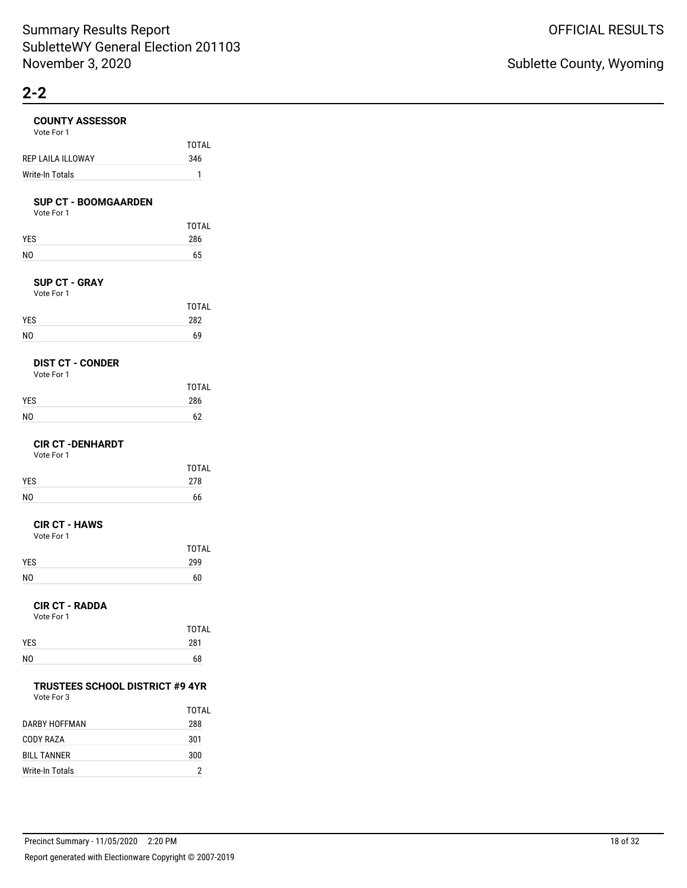# 2-2

### COUNTY ASSESSOR

Vote For 1

| | TOTAL |
|---|---|
| REP LAILA ILLOWAY | 346 |
| Write-In Totals | 1 |

### SUP CT - BOOMGAARDEN

Vote For 1

| | TOTAL |
|---|---|
| YES | 286 |
| NO | 65 |

### SUP CT - GRAY

Vote For 1

| | TOTAL |
|---|---|
| YES | 282 |
| NO | 69 |

### DIST CT - CONDER

Vote For 1

| | TOTAL |
|---|---|
| YES | 286 |
| NO | 62 |

### CIR CT -DENHARDT

Vote For 1

| | TOTAL |
|---|---|
| YES | 278 |
| NO | 66 |

### CIR CT - HAWS

Vote For 1

| | TOTAL |
|---|---|
| YES | 299 |
| NO | 60 |

### CIR CT - RADDA

Vote For 1

| | TOTAL |
|---|---|
| YES | 281 |
| NO | 68 |

### TRUSTEES SCHOOL DISTRICT #9 4YR

Vote For 3

| | TOTAL |
|---|---|
| DARBY HOFFMAN | 288 |
| CODY RAZA | 301 |
| BILL TANNER | 300 |
| Write-In Totals | 2 |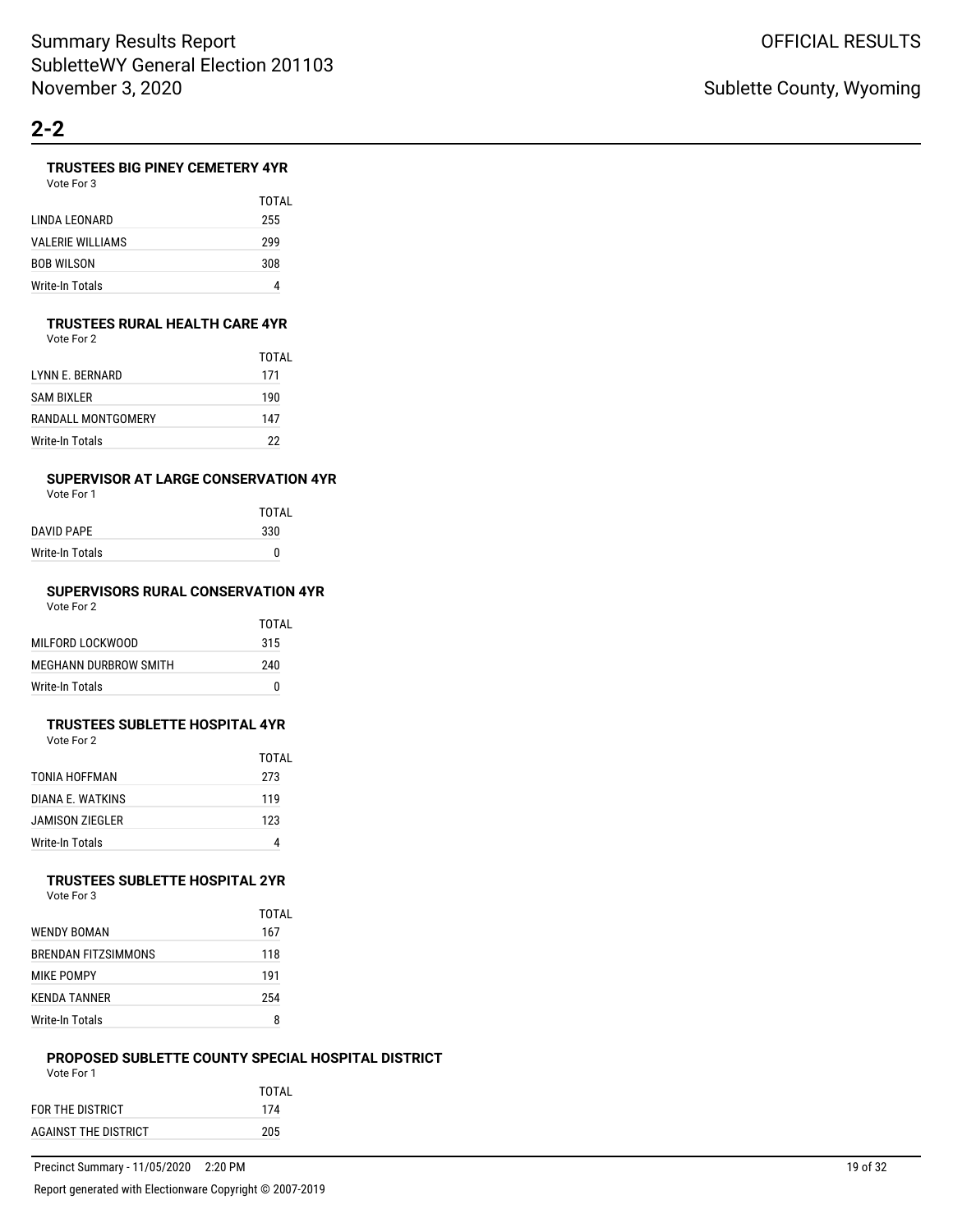## 2-2

### TRUSTEES BIG PINEY CEMETERY 4YR

Vote For 3

| | TOTAL |
|---|---|
| LINDA LEONARD | 255 |
| VALERIE WILLIAMS | 299 |
| BOB WILSON | 308 |
| Write-In Totals | 4 |

### TRUSTEES RURAL HEALTH CARE 4YR

Vote For 2

| | TOTAL |
|---|---|
| LYNN E. BERNARD | 171 |
| SAM BIXLER | 190 |
| RANDALL MONTGOMERY | 147 |
| Write-In Totals | 22 |

### SUPERVISOR AT LARGE CONSERVATION 4YR

Vote For 1

| | TOTAL |
|---|---|
| DAVID PAPE | 330 |
| Write-In Totals | 0 |

### SUPERVISORS RURAL CONSERVATION 4YR

Vote For 2

| | TOTAL |
|---|---|
| MILFORD LOCKWOOD | 315 |
| MEGHANN DURBROW SMITH | 240 |
| Write-In Totals | 0 |

### TRUSTEES SUBLETTE HOSPITAL 4YR

Vote For 2

| | TOTAL |
|---|---|
| TONIA HOFFMAN | 273 |
| DIANA E. WATKINS | 119 |
| JAMISON ZIEGLER | 123 |
| Write-In Totals | 4 |

### TRUSTEES SUBLETTE HOSPITAL 2YR

Vote For 3

| | TOTAL |
|---|---|
| WENDY BOMAN | 167 |
| BRENDAN FITZSIMMONS | 118 |
| MIKE POMPY | 191 |
| KENDA TANNER | 254 |
| Write-In Totals | 8 |

### PROPOSED SUBLETTE COUNTY SPECIAL HOSPITAL DISTRICT

Vote For 1

| | TOTAL |
|---|---|
| FOR THE DISTRICT | 174 |
| AGAINST THE DISTRICT | 205 |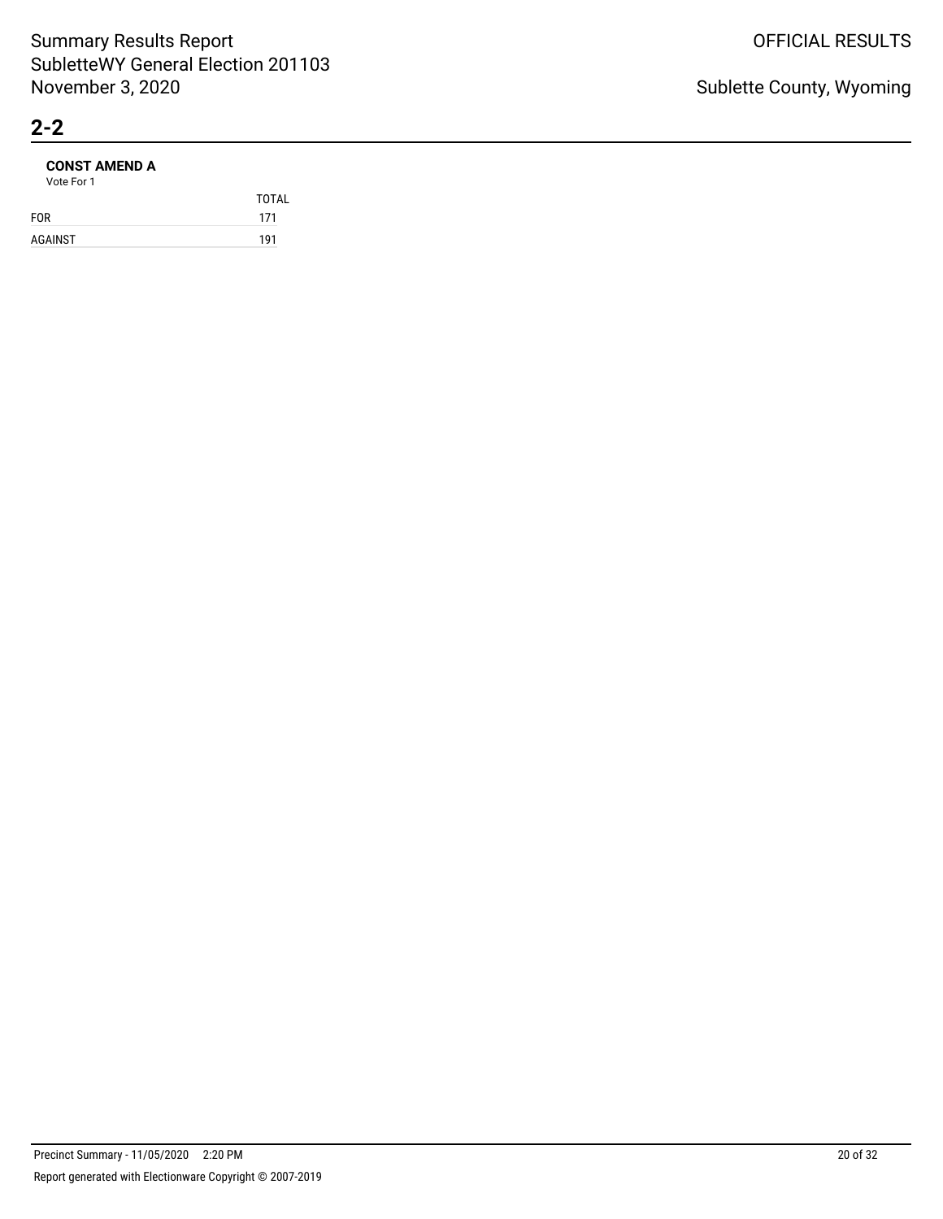## 2-2

**CONST AMEND A**

Vote For 1

| | TOTAL |
|---|---|
| FOR | 171 |
| AGAINST | 191 |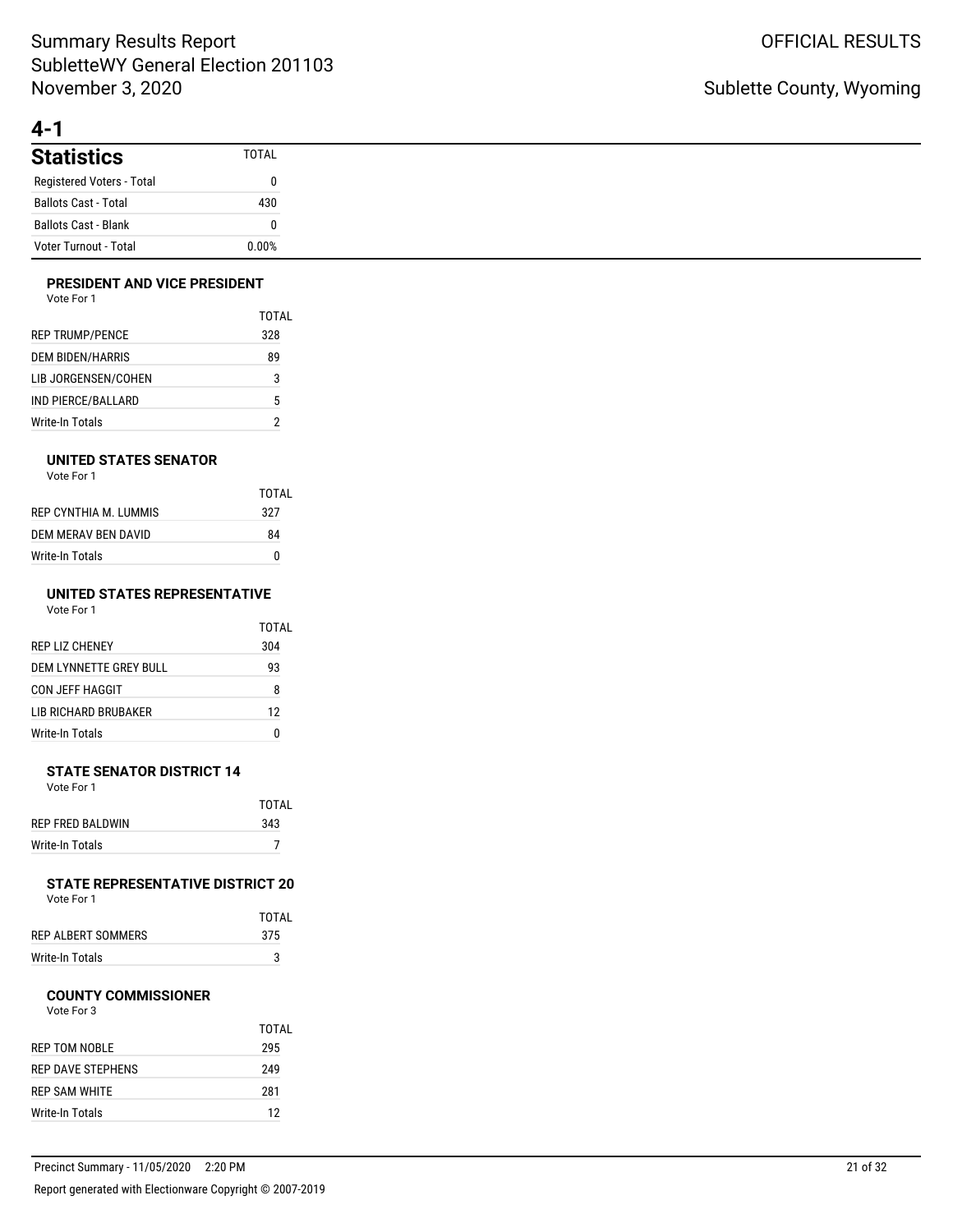## 4-1

### Statistics

| Statistics | TOTAL |
|---|---|
| Registered Voters - Total | 0 |
| Ballots Cast - Total | 430 |
| Ballots Cast - Blank | 0 |
| Voter Turnout - Total | 0.00% |

#### PRESIDENT AND VICE PRESIDENT

Vote For 1

| | TOTAL |
|---|---|
| REP TRUMP/PENCE | 328 |
| DEM BIDEN/HARRIS | 89 |
| LIB JORGENSEN/COHEN | 3 |
| IND PIERCE/BALLARD | 5 |
| Write-In Totals | 2 |

#### UNITED STATES SENATOR

Vote For 1

| | TOTAL |
|---|---|
| REP CYNTHIA M. LUMMIS | 327 |
| DEM MERAV BEN DAVID | 84 |
| Write-In Totals | 0 |

#### UNITED STATES REPRESENTATIVE

Vote For 1

| | TOTAL |
|---|---|
| REP LIZ CHENEY | 304 |
| DEM LYNNETTE GREY BULL | 93 |
| CON JEFF HAGGIT | 8 |
| LIB RICHARD BRUBAKER | 12 |
| Write-In Totals | 0 |

#### STATE SENATOR DISTRICT 14

Vote For 1

| | TOTAL |
|---|---|
| REP FRED BALDWIN | 343 |
| Write-In Totals | 7 |

#### STATE REPRESENTATIVE DISTRICT 20

Vote For 1

| | TOTAL |
|---|---|
| REP ALBERT SOMMERS | 375 |
| Write-In Totals | 3 |

#### COUNTY COMMISSIONER

Vote For 3

| | TOTAL |
|---|---|
| REP TOM NOBLE | 295 |
| REP DAVE STEPHENS | 249 |
| REP SAM WHITE | 281 |
| Write-In Totals | 12 |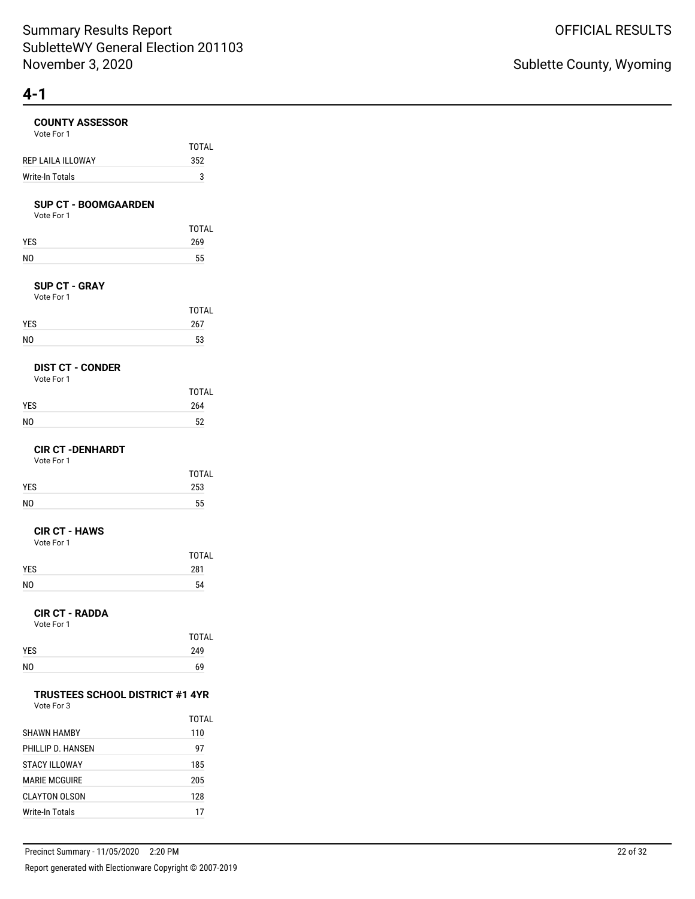# Summary Results Report
SubletteWY General Election 201103
November 3, 2020

OFFICIAL RESULTS

Sublette County, Wyoming

## 4-1

### COUNTY ASSESSOR
Vote For 1

| | TOTAL |
|---|---|
| REP LAILA ILLOWAY | 352 |
| Write-In Totals | 3 |

### SUP CT - BOOMGAARDEN
Vote For 1

| | TOTAL |
|---|---|
| YES | 269 |
| NO | 55 |

### SUP CT - GRAY
Vote For 1

| | TOTAL |
|---|---|
| YES | 267 |
| NO | 53 |

### DIST CT - CONDER
Vote For 1

| | TOTAL |
|---|---|
| YES | 264 |
| NO | 52 |

### CIR CT -DENHARDT
Vote For 1

| | TOTAL |
|---|---|
| YES | 253 |
| NO | 55 |

### CIR CT - HAWS
Vote For 1

| | TOTAL |
|---|---|
| YES | 281 |
| NO | 54 |

### CIR CT - RADDA
Vote For 1

| | TOTAL |
|---|---|
| YES | 249 |
| NO | 69 |

### TRUSTEES SCHOOL DISTRICT #1 4YR
Vote For 3

| | TOTAL |
|---|---|
| SHAWN HAMBY | 110 |
| PHILLIP D. HANSEN | 97 |
| STACY ILLOWAY | 185 |
| MARIE MCGUIRE | 205 |
| CLAYTON OLSON | 128 |
| Write-In Totals | 17 |

Precinct Summary - 11/05/2020 2:20 PM

Report generated with Electionware Copyright © 2007-2019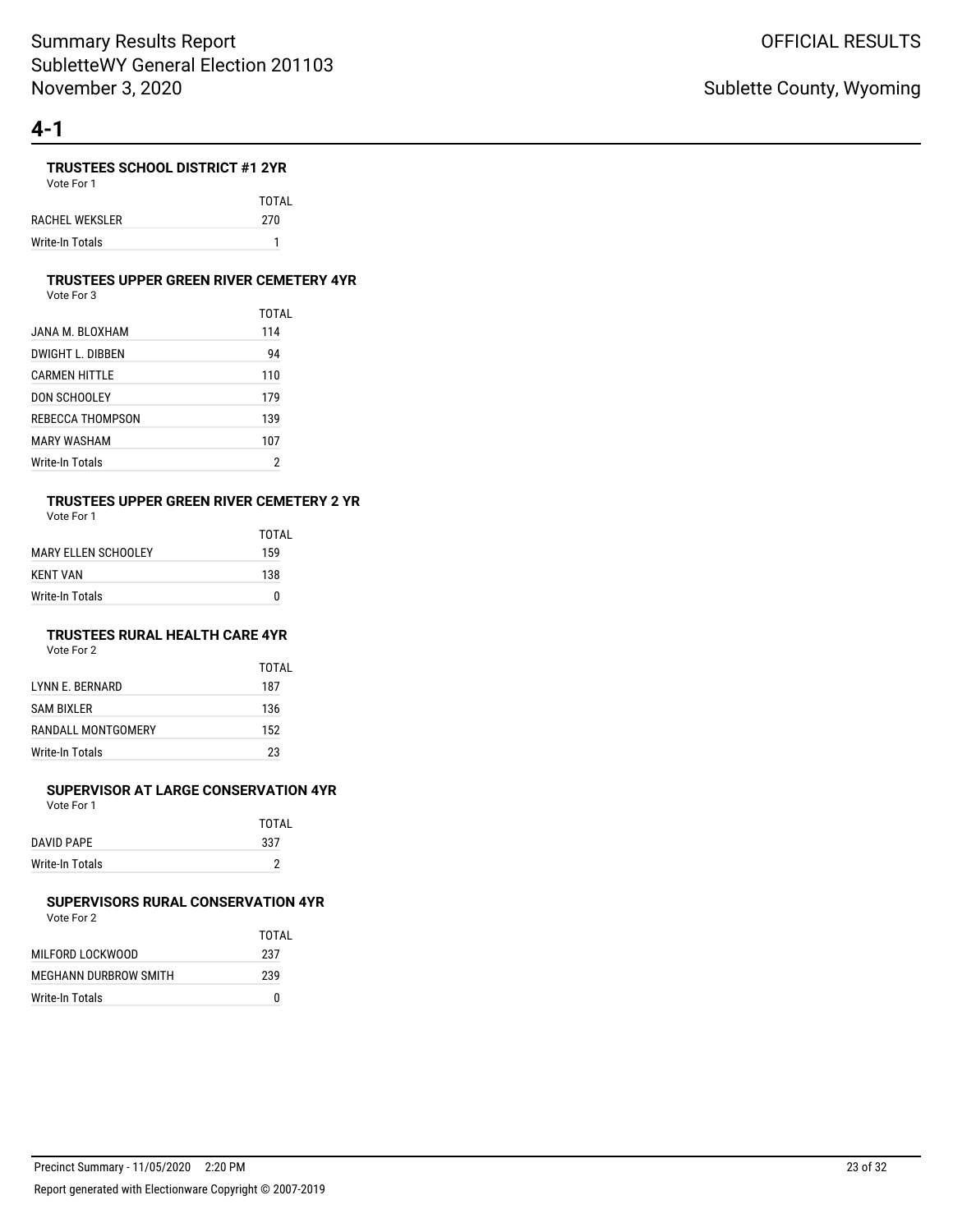# 4-1

### TRUSTEES SCHOOL DISTRICT #1 2YR

Vote For 1

| | TOTAL |
|---|---|
| RACHEL WEKSLER | 270 |
| Write-In Totals | 1 |

### TRUSTEES UPPER GREEN RIVER CEMETERY 4YR

Vote For 3

| | TOTAL |
|---|---|
| JANA M. BLOXHAM | 114 |
| DWIGHT L. DIBBEN | 94 |
| CARMEN HITTLE | 110 |
| DON SCHOOLEY | 179 |
| REBECCA THOMPSON | 139 |
| MARY WASHAM | 107 |
| Write-In Totals | 2 |

### TRUSTEES UPPER GREEN RIVER CEMETERY 2 YR

Vote For 1

| | TOTAL |
|---|---|
| MARY ELLEN SCHOOLEY | 159 |
| KENT VAN | 138 |
| Write-In Totals | 0 |

### TRUSTEES RURAL HEALTH CARE 4YR

Vote For 2

| | TOTAL |
|---|---|
| LYNN E. BERNARD | 187 |
| SAM BIXLER | 136 |
| RANDALL MONTGOMERY | 152 |
| Write-In Totals | 23 |

### SUPERVISOR AT LARGE CONSERVATION 4YR

Vote For 1

| | TOTAL |
|---|---|
| DAVID PAPE | 337 |
| Write-In Totals | 2 |

### SUPERVISORS RURAL CONSERVATION 4YR

Vote For 2

| | TOTAL |
|---|---|
| MILFORD LOCKWOOD | 237 |
| MEGHANN DURBROW SMITH | 239 |
| Write-In Totals | 0 |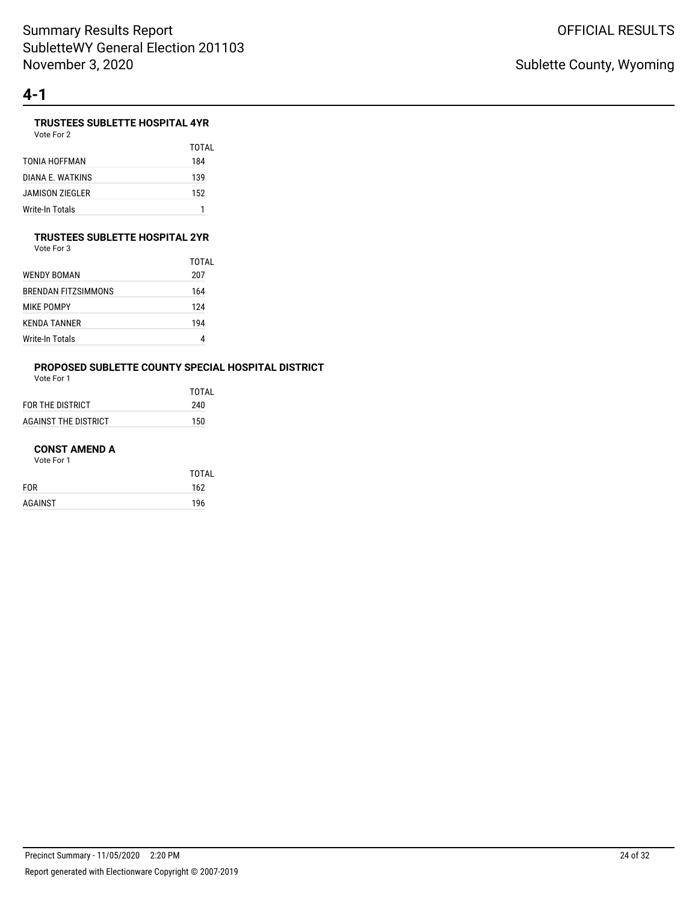# 4-1

### TRUSTEES SUBLETTE HOSPITAL 4YR

Vote For 2

| | TOTAL |
|---|---|
| TONIA HOFFMAN | 184 |
| DIANA E. WATKINS | 139 |
| JAMISON ZIEGLER | 152 |
| Write-In Totals | 1 |

### TRUSTEES SUBLETTE HOSPITAL 2YR

Vote For 3

| | TOTAL |
|---|---|
| WENDY BOMAN | 207 |
| BRENDAN FITZSIMMONS | 164 |
| MIKE POMPY | 124 |
| KENDA TANNER | 194 |
| Write-In Totals | 4 |

### PROPOSED SUBLETTE COUNTY SPECIAL HOSPITAL DISTRICT

Vote For 1

| | TOTAL |
|---|---|
| FOR THE DISTRICT | 240 |
| AGAINST THE DISTRICT | 150 |

### CONST AMEND A

Vote For 1

| | TOTAL |
|---|---|
| FOR | 162 |
| AGAINST | 196 |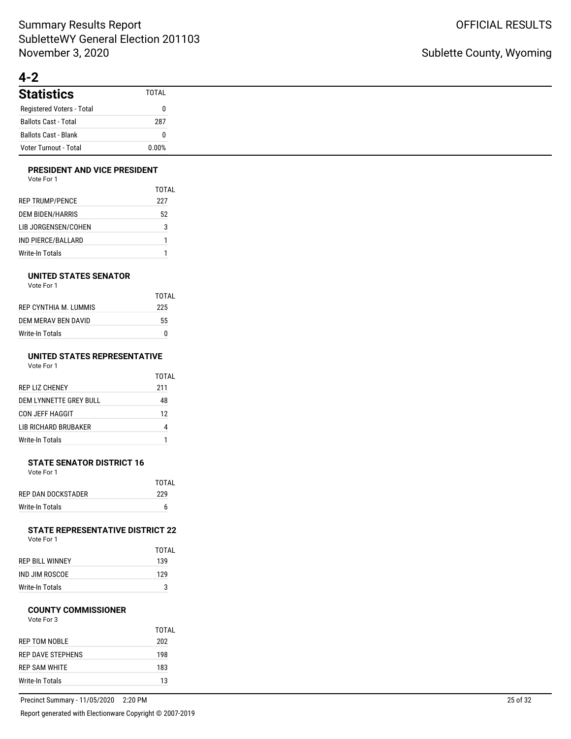# 4-2

## Statistics

| Statistics | TOTAL |
|---|---|
| Registered Voters - Total | 0 |
| Ballots Cast - Total | 287 |
| Ballots Cast - Blank | 0 |
| Voter Turnout - Total | 0.00% |

### PRESIDENT AND VICE PRESIDENT

Vote For 1

| | TOTAL |
|---|---|
| REP TRUMP/PENCE | 227 |
| DEM BIDEN/HARRIS | 52 |
| LIB JORGENSEN/COHEN | 3 |
| IND PIERCE/BALLARD | 1 |
| Write-In Totals | 1 |

### UNITED STATES SENATOR

Vote For 1

| | TOTAL |
|---|---|
| REP CYNTHIA M. LUMMIS | 225 |
| DEM MERAV BEN DAVID | 55 |
| Write-In Totals | 0 |

### UNITED STATES REPRESENTATIVE

Vote For 1

| | TOTAL |
|---|---|
| REP LIZ CHENEY | 211 |
| DEM LYNNETTE GREY BULL | 48 |
| CON JEFF HAGGIT | 12 |
| LIB RICHARD BRUBAKER | 4 |
| Write-In Totals | 1 |

### STATE SENATOR DISTRICT 16

Vote For 1

| | TOTAL |
|---|---|
| REP DAN DOCKSTADER | 229 |
| Write-In Totals | 6 |

### STATE REPRESENTATIVE DISTRICT 22

Vote For 1

| | TOTAL |
|---|---|
| REP BILL WINNEY | 139 |
| IND JIM ROSCOE | 129 |
| Write-In Totals | 3 |

### COUNTY COMMISSIONER

Vote For 3

| | TOTAL |
|---|---|
| REP TOM NOBLE | 202 |
| REP DAVE STEPHENS | 198 |
| REP SAM WHITE | 183 |
| Write-In Totals | 13 |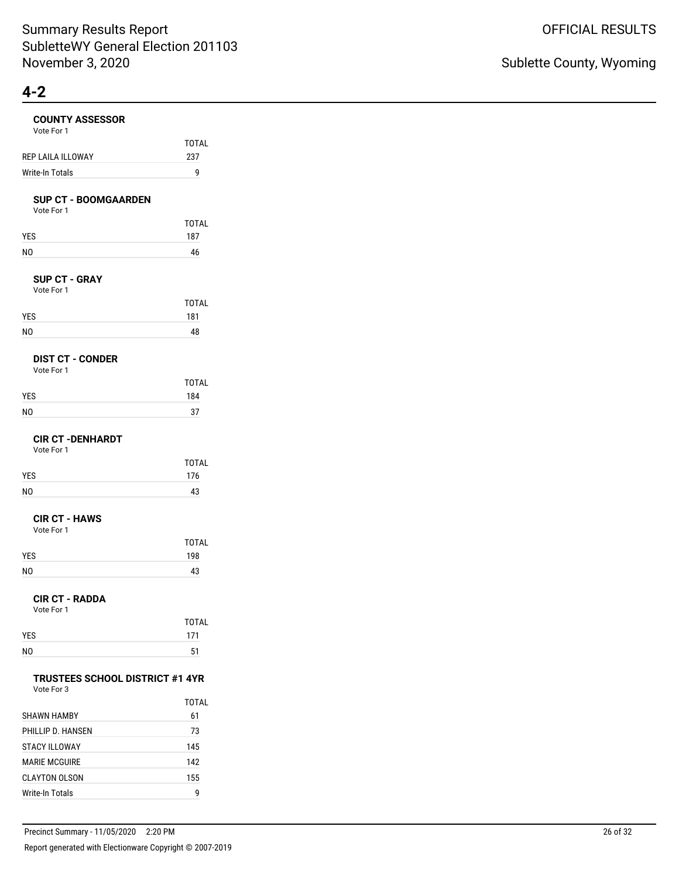# 4-2

### COUNTY ASSESSOR

Vote For 1

| | TOTAL |
|---|---|
| REP LAILA ILLOWAY | 237 |
| Write-In Totals | 9 |

### SUP CT - BOOMGAARDEN

Vote For 1

| | TOTAL |
|---|---|
| YES | 187 |
| NO | 46 |

### SUP CT - GRAY

Vote For 1

| | TOTAL |
|---|---|
| YES | 181 |
| NO | 48 |

### DIST CT - CONDER

Vote For 1

| | TOTAL |
|---|---|
| YES | 184 |
| NO | 37 |

### CIR CT -DENHARDT

Vote For 1

| | TOTAL |
|---|---|
| YES | 176 |
| NO | 43 |

### CIR CT - HAWS

Vote For 1

| | TOTAL |
|---|---|
| YES | 198 |
| NO | 43 |

### CIR CT - RADDA

Vote For 1

| | TOTAL |
|---|---|
| YES | 171 |
| NO | 51 |

### TRUSTEES SCHOOL DISTRICT #1 4YR

Vote For 3

| | TOTAL |
|---|---|
| SHAWN HAMBY | 61 |
| PHILLIP D. HANSEN | 73 |
| STACY ILLOWAY | 145 |
| MARIE MCGUIRE | 142 |
| CLAYTON OLSON | 155 |
| Write-In Totals | 9 |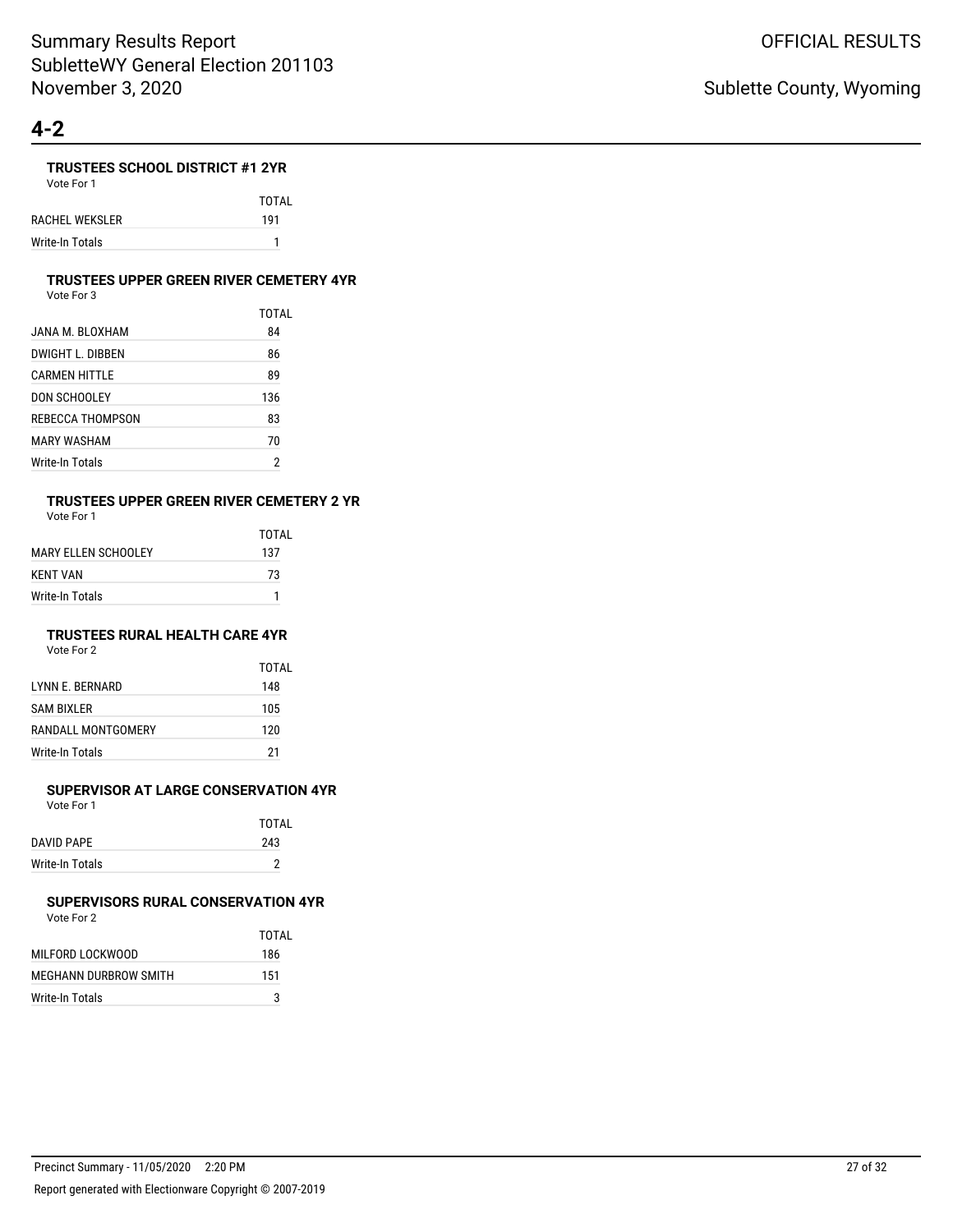# 4-2

### TRUSTEES SCHOOL DISTRICT #1 2YR

Vote For 1

| | TOTAL |
|---|---|
| RACHEL WEKSLER | 191 |
| Write-In Totals | 1 |

### TRUSTEES UPPER GREEN RIVER CEMETERY 4YR

Vote For 3

| | TOTAL |
|---|---|
| JANA M. BLOXHAM | 84 |
| DWIGHT L. DIBBEN | 86 |
| CARMEN HITTLE | 89 |
| DON SCHOOLEY | 136 |
| REBECCA THOMPSON | 83 |
| MARY WASHAM | 70 |
| Write-In Totals | 2 |

### TRUSTEES UPPER GREEN RIVER CEMETERY 2 YR

Vote For 1

| | TOTAL |
|---|---|
| MARY ELLEN SCHOOLEY | 137 |
| KENT VAN | 73 |
| Write-In Totals | 1 |

### TRUSTEES RURAL HEALTH CARE 4YR

Vote For 2

| | TOTAL |
|---|---|
| LYNN E. BERNARD | 148 |
| SAM BIXLER | 105 |
| RANDALL MONTGOMERY | 120 |
| Write-In Totals | 21 |

### SUPERVISOR AT LARGE CONSERVATION 4YR

Vote For 1

| | TOTAL |
|---|---|
| DAVID PAPE | 243 |
| Write-In Totals | 2 |

### SUPERVISORS RURAL CONSERVATION 4YR

Vote For 2

| | TOTAL |
|---|---|
| MILFORD LOCKWOOD | 186 |
| MEGHANN DURBROW SMITH | 151 |
| Write-In Totals | 3 |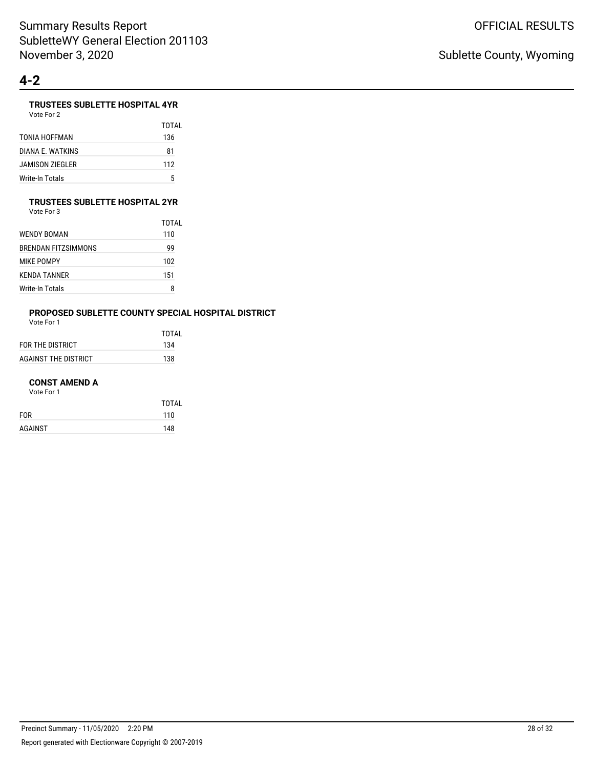## 4-2

### TRUSTEES SUBLETTE HOSPITAL 4YR

Vote For 2

| | TOTAL |
|---|---|
| TONIA HOFFMAN | 136 |
| DIANA E. WATKINS | 81 |
| JAMISON ZIEGLER | 112 |
| Write-In Totals | 5 |

### TRUSTEES SUBLETTE HOSPITAL 2YR

Vote For 3

| | TOTAL |
|---|---|
| WENDY BOMAN | 110 |
| BRENDAN FITZSIMMONS | 99 |
| MIKE POMPY | 102 |
| KENDA TANNER | 151 |
| Write-In Totals | 8 |

### PROPOSED SUBLETTE COUNTY SPECIAL HOSPITAL DISTRICT

Vote For 1

| | TOTAL |
|---|---|
| FOR THE DISTRICT | 134 |
| AGAINST THE DISTRICT | 138 |

### CONST AMEND A

Vote For 1

| | TOTAL |
|---|---|
| FOR | 110 |
| AGAINST | 148 |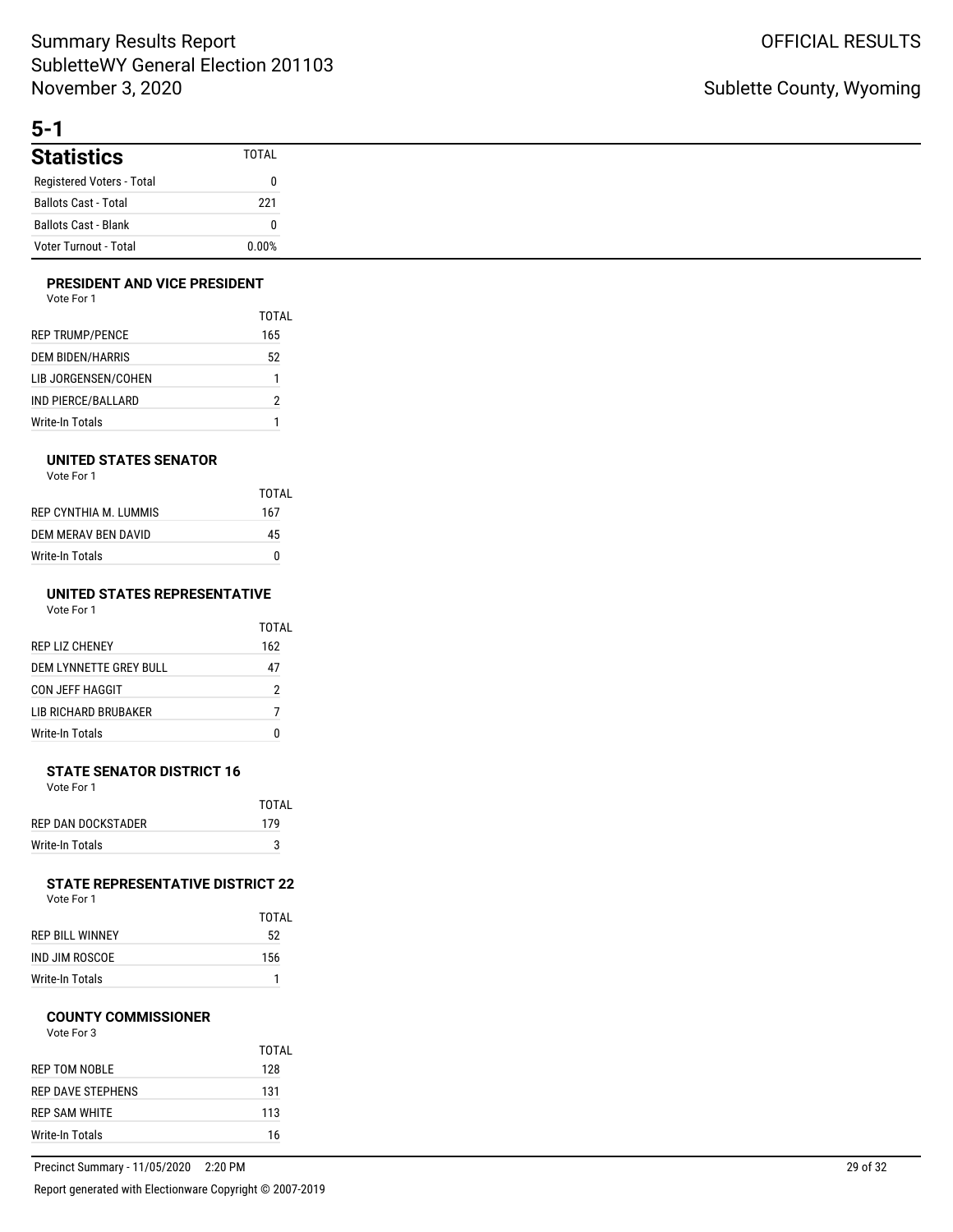## 5-1

| Statistics | TOTAL |
|---|---|
| Registered Voters - Total | 0 |
| Ballots Cast - Total | 221 |
| Ballots Cast - Blank | 0 |
| Voter Turnout - Total | 0.00% |

### PRESIDENT AND VICE PRESIDENT

Vote For 1

| | TOTAL |
|---|---|
| REP TRUMP/PENCE | 165 |
| DEM BIDEN/HARRIS | 52 |
| LIB JORGENSEN/COHEN | 1 |
| IND PIERCE/BALLARD | 2 |
| Write-In Totals | 1 |

### UNITED STATES SENATOR

Vote For 1

| | TOTAL |
|---|---|
| REP CYNTHIA M. LUMMIS | 167 |
| DEM MERAV BEN DAVID | 45 |
| Write-In Totals | 0 |

### UNITED STATES REPRESENTATIVE

Vote For 1

| | TOTAL |
|---|---|
| REP LIZ CHENEY | 162 |
| DEM LYNNETTE GREY BULL | 47 |
| CON JEFF HAGGIT | 2 |
| LIB RICHARD BRUBAKER | 7 |
| Write-In Totals | 0 |

### STATE SENATOR DISTRICT 16

Vote For 1

| | TOTAL |
|---|---|
| REP DAN DOCKSTADER | 179 |
| Write-In Totals | 3 |

### STATE REPRESENTATIVE DISTRICT 22

Vote For 1

| | TOTAL |
|---|---|
| REP BILL WINNEY | 52 |
| IND JIM ROSCOE | 156 |
| Write-In Totals | 1 |

### COUNTY COMMISSIONER

Vote For 3

| | TOTAL |
|---|---|
| REP TOM NOBLE | 128 |
| REP DAVE STEPHENS | 131 |
| REP SAM WHITE | 113 |
| Write-In Totals | 16 |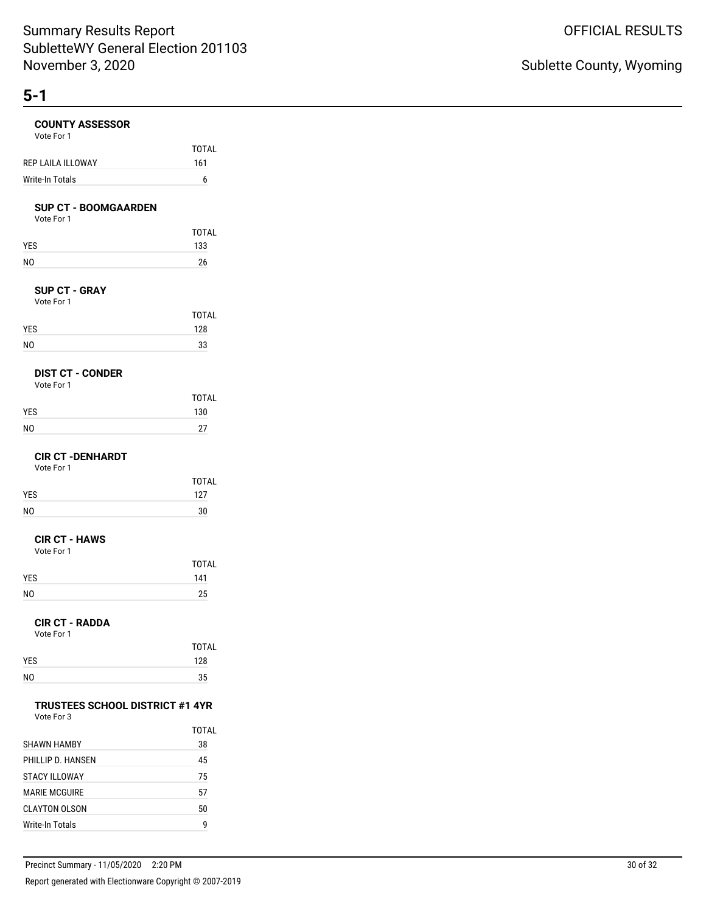## 5-1

### COUNTY ASSESSOR

Vote For 1

| | TOTAL |
|---|---|
| REP LAILA ILLOWAY | 161 |
| Write-In Totals | 6 |

### SUP CT - BOOMGAARDEN

Vote For 1

| | TOTAL |
|---|---|
| YES | 133 |
| NO | 26 |

### SUP CT - GRAY

Vote For 1

| | TOTAL |
|---|---|
| YES | 128 |
| NO | 33 |

### DIST CT - CONDER

Vote For 1

| | TOTAL |
|---|---|
| YES | 130 |
| NO | 27 |

### CIR CT -DENHARDT

Vote For 1

| | TOTAL |
|---|---|
| YES | 127 |
| NO | 30 |

### CIR CT - HAWS

Vote For 1

| | TOTAL |
|---|---|
| YES | 141 |
| NO | 25 |

### CIR CT - RADDA

Vote For 1

| | TOTAL |
|---|---|
| YES | 128 |
| NO | 35 |

### TRUSTEES SCHOOL DISTRICT #1 4YR

Vote For 3

| | TOTAL |
|---|---|
| SHAWN HAMBY | 38 |
| PHILLIP D. HANSEN | 45 |
| STACY ILLOWAY | 75 |
| MARIE MCGUIRE | 57 |
| CLAYTON OLSON | 50 |
| Write-In Totals | 9 |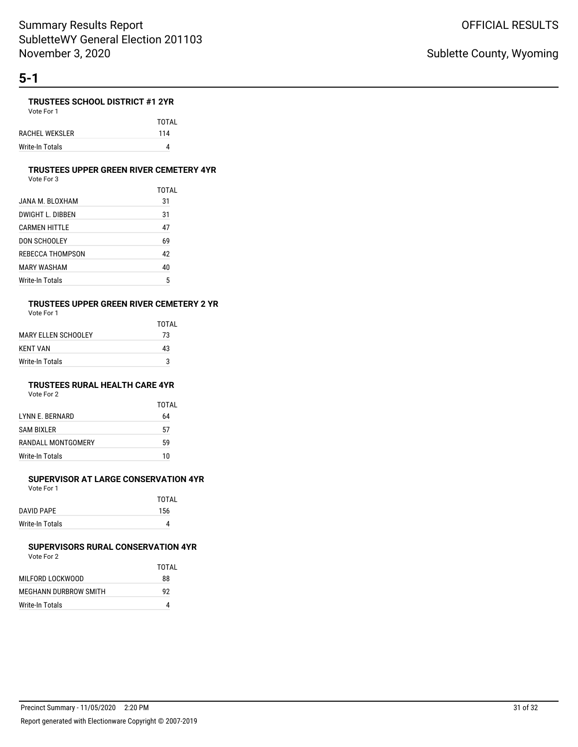# 5-1

### TRUSTEES SCHOOL DISTRICT #1 2YR

Vote For 1

| | TOTAL |
|---|---|
| RACHEL WEKSLER | 114 |
| Write-In Totals | 4 |

### TRUSTEES UPPER GREEN RIVER CEMETERY 4YR

Vote For 3

| | TOTAL |
|---|---|
| JANA M. BLOXHAM | 31 |
| DWIGHT L. DIBBEN | 31 |
| CARMEN HITTLE | 47 |
| DON SCHOOLEY | 69 |
| REBECCA THOMPSON | 42 |
| MARY WASHAM | 40 |
| Write-In Totals | 5 |

### TRUSTEES UPPER GREEN RIVER CEMETERY 2 YR

Vote For 1

| | TOTAL |
|---|---|
| MARY ELLEN SCHOOLEY | 73 |
| KENT VAN | 43 |
| Write-In Totals | 3 |

### TRUSTEES RURAL HEALTH CARE 4YR

Vote For 2

| | TOTAL |
|---|---|
| LYNN E. BERNARD | 64 |
| SAM BIXLER | 57 |
| RANDALL MONTGOMERY | 59 |
| Write-In Totals | 10 |

### SUPERVISOR AT LARGE CONSERVATION 4YR

Vote For 1

| | TOTAL |
|---|---|
| DAVID PAPE | 156 |
| Write-In Totals | 4 |

### SUPERVISORS RURAL CONSERVATION 4YR

Vote For 2

| | TOTAL |
|---|---|
| MILFORD LOCKWOOD | 88 |
| MEGHANN DURBROW SMITH | 92 |
| Write-In Totals | 4 |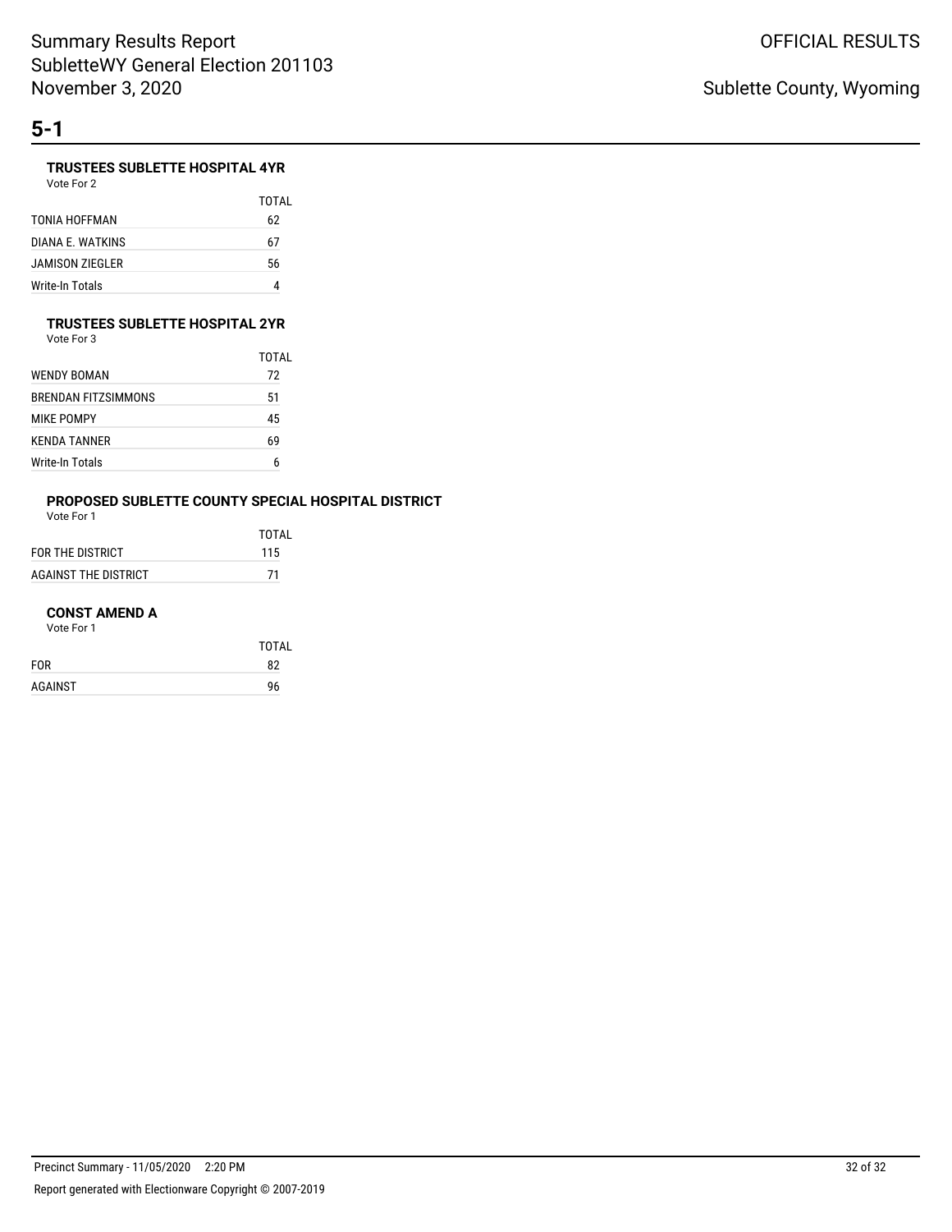## 5-1

### TRUSTEES SUBLETTE HOSPITAL 4YR

Vote For 2

| | TOTAL |
|---|---|
| TONIA HOFFMAN | 62 |
| DIANA E. WATKINS | 67 |
| JAMISON ZIEGLER | 56 |
| Write-In Totals | 4 |

### TRUSTEES SUBLETTE HOSPITAL 2YR

Vote For 3

| | TOTAL |
|---|---|
| WENDY BOMAN | 72 |
| BRENDAN FITZSIMMONS | 51 |
| MIKE POMPY | 45 |
| KENDA TANNER | 69 |
| Write-In Totals | 6 |

### PROPOSED SUBLETTE COUNTY SPECIAL HOSPITAL DISTRICT

Vote For 1

| | TOTAL |
|---|---|
| FOR THE DISTRICT | 115 |
| AGAINST THE DISTRICT | 71 |

### CONST AMEND A

Vote For 1

| | TOTAL |
|---|---|
| FOR | 82 |
| AGAINST | 96 |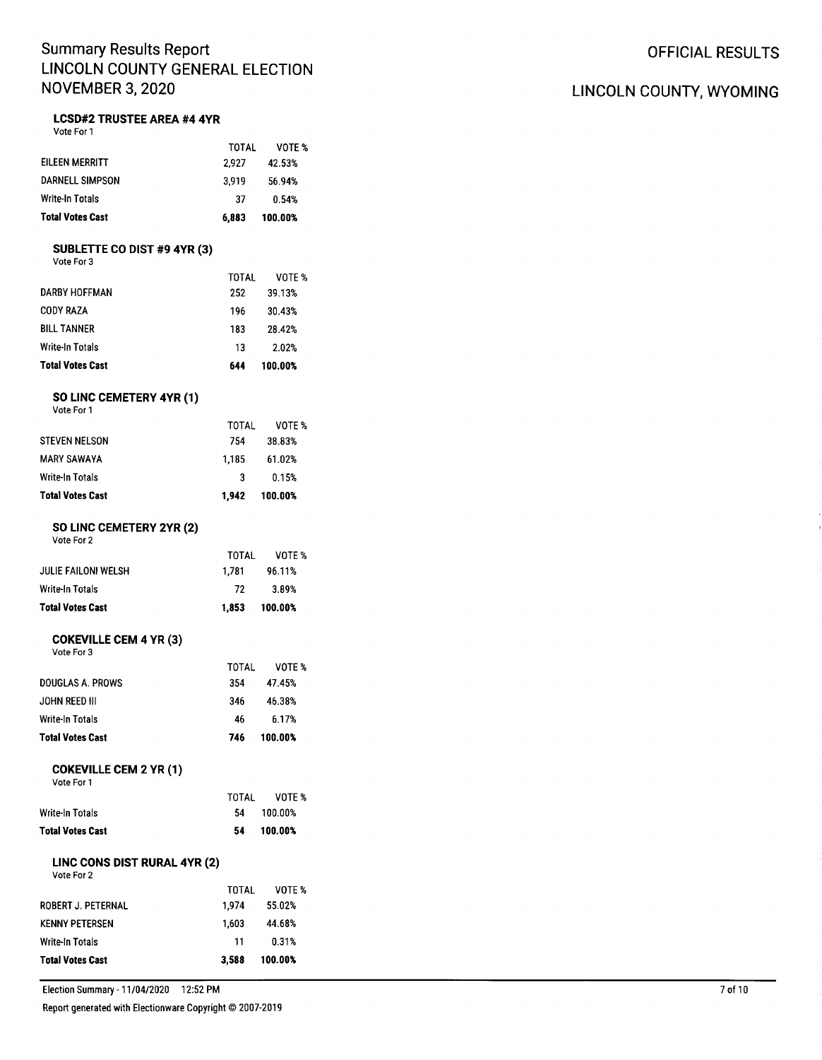# Summary Results Report
# LINCOLN COUNTY GENERAL ELECTION
# NOVEMBER 3, 2020

OFFICIAL RESULTS

LINCOLN COUNTY, WYOMING

### LCSD#2 TRUSTEE AREA #4 4YR

Vote For 1

| | TOTAL | VOTE % |
|---|---|---|
| EILEEN MERRITT | 2,927 | 42.53% |
| DARNELL SIMPSON | 3,919 | 56.94% |
| Write-In Totals | 37 | 0.54% |
| **Total Votes Cast** | **6,883** | **100.00%** |

### SUBLETTE CO DIST #9 4YR (3)

Vote For 3

| | TOTAL | VOTE % |
|---|---|---|
| DARBY HOFFMAN | 252 | 39.13% |
| CODY RAZA | 196 | 30.43% |
| BILL TANNER | 183 | 28.42% |
| Write-In Totals | 13 | 2.02% |
| **Total Votes Cast** | **644** | **100.00%** |

### SO LINC CEMETERY 4YR (1)

Vote For 1

| | TOTAL | VOTE % |
|---|---|---|
| STEVEN NELSON | 754 | 38.83% |
| MARY SAWAYA | 1,185 | 61.02% |
| Write-In Totals | 3 | 0.15% |
| **Total Votes Cast** | **1,942** | **100.00%** |

### SO LINC CEMETERY 2YR (2)

Vote For 2

| | TOTAL | VOTE % |
|---|---|---|
| JULIE FAILONI WELSH | 1,781 | 96.11% |
| Write-In Totals | 72 | 3.89% |
| **Total Votes Cast** | **1,853** | **100.00%** |

### COKEVILLE CEM 4 YR (3)

Vote For 3

| | TOTAL | VOTE % |
|---|---|---|
| DOUGLAS A. PROWS | 354 | 47.45% |
| JOHN REED III | 346 | 46.38% |
| Write-In Totals | 46 | 6.17% |
| **Total Votes Cast** | **746** | **100.00%** |

### COKEVILLE CEM 2 YR (1)

Vote For 1

| | TOTAL | VOTE % |
|---|---|---|
| Write-In Totals | 54 | 100.00% |
| **Total Votes Cast** | **54** | **100.00%** |

### LINC CONS DIST RURAL 4YR (2)

Vote For 2

| | TOTAL | VOTE % |
|---|---|---|
| ROBERT J. PETERNAL | 1,974 | 55.02% |
| KENNY PETERSEN | 1,603 | 44.68% |
| Write-In Totals | 11 | 0.31% |
| **Total Votes Cast** | **3,588** | **100.00%** |

Election Summary - 11/04/2020 12:52 PM

Report generated with Electionware Copyright © 2007-2019